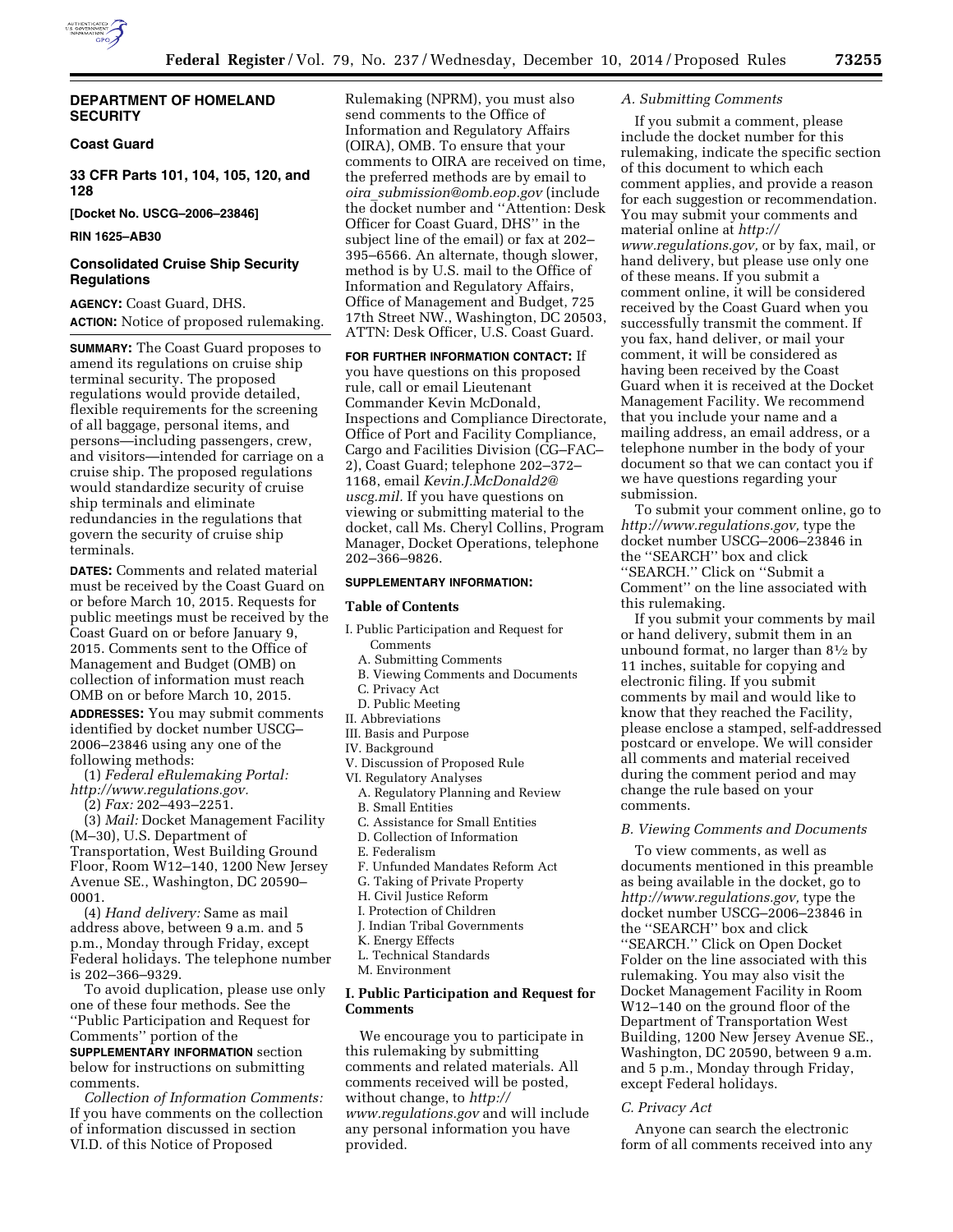# DEPARTMENT OF HOMELAND SECURITY

## Coast Guard

## 33 CFR Parts 101, 104, 105, 120, and 128

**[Docket No. USCG–2006–23846]**

**RIN 1625–AB30**

## Consolidated Cruise Ship Security Regulations

**AGENCY:** Coast Guard, DHS.

**ACTION:** Notice of proposed rulemaking.

**SUMMARY:** The Coast Guard proposes to amend its regulations on cruise ship terminal security. The proposed regulations would provide detailed, flexible requirements for the screening of all baggage, personal items, and persons—including passengers, crew, and visitors—intended for carriage on a cruise ship. The proposed regulations would standardize security of cruise ship terminals and eliminate redundancies in the regulations that govern the security of cruise ship terminals.

**DATES:** Comments and related material must be received by the Coast Guard on or before March 10, 2015. Requests for public meetings must be received by the Coast Guard on or before January 9, 2015. Comments sent to the Office of Management and Budget (OMB) on collection of information must reach OMB on or before March 10, 2015.

**ADDRESSES:** You may submit comments identified by docket number USCG–2006–23846 using any one of the following methods:

(1) *Federal eRulemaking Portal: http://www.regulations.gov.*

(2) *Fax:* 202–493–2251.

(3) *Mail:* Docket Management Facility (M–30), U.S. Department of Transportation, West Building Ground Floor, Room W12–140, 1200 New Jersey Avenue SE., Washington, DC 20590–0001.

(4) *Hand delivery:* Same as mail address above, between 9 a.m. and 5 p.m., Monday through Friday, except Federal holidays. The telephone number is 202–366–9329.

To avoid duplication, please use only one of these four methods. See the "Public Participation and Request for Comments" portion of the **SUPPLEMENTARY INFORMATION** section below for instructions on submitting comments.

*Collection of Information Comments:* If you have comments on the collection of information discussed in section VI.D. of this Notice of Proposed Rulemaking (NPRM), you must also send comments to the Office of Information and Regulatory Affairs (OIRA), OMB. To ensure that your comments to OIRA are received on time, the preferred methods are by email to *oira_submission@omb.eop.gov* (include the docket number and "Attention: Desk Officer for Coast Guard, DHS" in the subject line of the email) or fax at 202–395–6566. An alternate, though slower, method is by U.S. mail to the Office of Information and Regulatory Affairs, Office of Management and Budget, 725 17th Street NW., Washington, DC 20503, ATTN: Desk Officer, U.S. Coast Guard.

**FOR FURTHER INFORMATION CONTACT:** If you have questions on this proposed rule, call or email Lieutenant Commander Kevin McDonald, Inspections and Compliance Directorate, Office of Port and Facility Compliance, Cargo and Facilities Division (CG–FAC–2), Coast Guard; telephone 202–372–1168, email *Kevin.J.McDonald2@uscg.mil.* If you have questions on viewing or submitting material to the docket, call Ms. Cheryl Collins, Program Manager, Docket Operations, telephone 202–366–9826.

**SUPPLEMENTARY INFORMATION:**

### Table of Contents

I. Public Participation and Request for Comments
- A. Submitting Comments
- B. Viewing Comments and Documents
- C. Privacy Act
- D. Public Meeting

II. Abbreviations

III. Basis and Purpose

IV. Background

V. Discussion of Proposed Rule

VI. Regulatory Analyses
- A. Regulatory Planning and Review
- B. Small Entities
- C. Assistance for Small Entities
- D. Collection of Information
- E. Federalism
- F. Unfunded Mandates Reform Act
- G. Taking of Private Property
- H. Civil Justice Reform
- I. Protection of Children
- J. Indian Tribal Governments
- K. Energy Effects
- L. Technical Standards
- M. Environment

### I. Public Participation and Request for Comments

We encourage you to participate in this rulemaking by submitting comments and related materials. All comments received will be posted, without change, to *http://www.regulations.gov* and will include any personal information you have provided.

#### *A. Submitting Comments*

If you submit a comment, please include the docket number for this rulemaking, indicate the specific section of this document to which each comment applies, and provide a reason for each suggestion or recommendation. You may submit your comments and material online at *http://www.regulations.gov,* or by fax, mail, or hand delivery, but please use only one of these means. If you submit a comment online, it will be considered received by the Coast Guard when you successfully transmit the comment. If you fax, hand deliver, or mail your comment, it will be considered as having been received by the Coast Guard when it is received at the Docket Management Facility. We recommend that you include your name and a mailing address, an email address, or a telephone number in the body of your document so that we can contact you if we have questions regarding your submission.

To submit your comment online, go to *http://www.regulations.gov,* type the docket number USCG–2006–23846 in the "SEARCH" box and click "SEARCH." Click on "Submit a Comment" on the line associated with this rulemaking.

If you submit your comments by mail or hand delivery, submit them in an unbound format, no larger than 8½ by 11 inches, suitable for copying and electronic filing. If you submit comments by mail and would like to know that they reached the Facility, please enclose a stamped, self-addressed postcard or envelope. We will consider all comments and material received during the comment period and may change the rule based on your comments.

#### *B. Viewing Comments and Documents*

To view comments, as well as documents mentioned in this preamble as being available in the docket, go to *http://www.regulations.gov,* type the docket number USCG–2006–23846 in the "SEARCH" box and click "SEARCH." Click on Open Docket Folder on the line associated with this rulemaking. You may also visit the Docket Management Facility in Room W12–140 on the ground floor of the Department of Transportation West Building, 1200 New Jersey Avenue SE., Washington, DC 20590, between 9 a.m. and 5 p.m., Monday through Friday, except Federal holidays.

#### *C. Privacy Act*

Anyone can search the electronic form of all comments received into any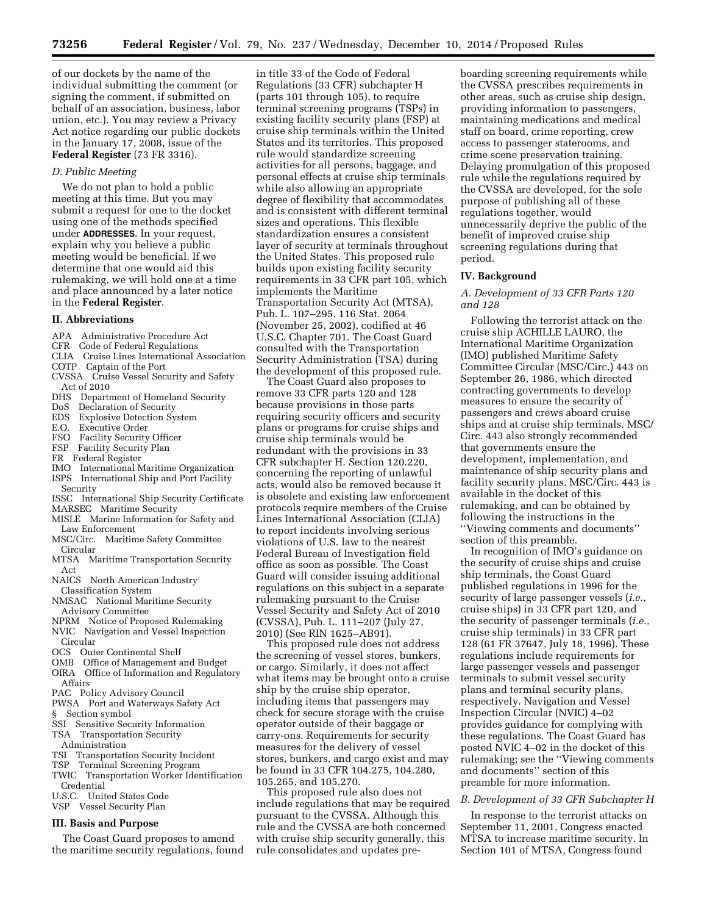of our dockets by the name of the individual submitting the comment (or signing the comment, if submitted on behalf of an association, business, labor union, etc.). You may review a Privacy Act notice regarding our public dockets in the January 17, 2008, issue of the **Federal Register** (73 FR 3316).

### *D. Public Meeting*

We do not plan to hold a public meeting at this time. But you may submit a request for one to the docket using one of the methods specified under **ADDRESSES**. In your request, explain why you believe a public meeting would be beneficial. If we determine that one would aid this rulemaking, we will hold one at a time and place announced by a later notice in the **Federal Register**.

## II. Abbreviations

APA Administrative Procedure Act
CFR Code of Federal Regulations
CLIA Cruise Lines International Association
COTP Captain of the Port
CVSSA Cruise Vessel Security and Safety Act of 2010
DHS Department of Homeland Security
DoS Declaration of Security
EDS Explosive Detection System
E.O. Executive Order
FSO Facility Security Officer
FSP Facility Security Plan
FR Federal Register
IMO International Maritime Organization
ISPS International Ship and Port Facility Security
ISSC International Ship Security Certificate
MARSEC Maritime Security
MISLE Marine Information for Safety and Law Enforcement
MSC/Circ. Maritime Safety Committee Circular
MTSA Maritime Transportation Security Act
NAICS North American Industry Classification System
NMSAC National Maritime Security Advisory Committee
NPRM Notice of Proposed Rulemaking
NVIC Navigation and Vessel Inspection Circular
OCS Outer Continental Shelf
OMB Office of Management and Budget
OIRA Office of Information and Regulatory Affairs
PAC Policy Advisory Council
PWSA Port and Waterways Safety Act
§ Section symbol
SSI Sensitive Security Information
TSA Transportation Security Administration
TSI Transportation Security Incident
TSP Terminal Screening Program
TWIC Transportation Worker Identification Credential
U.S.C. United States Code
VSP Vessel Security Plan

## III. Basis and Purpose

The Coast Guard proposes to amend the maritime security regulations, found in title 33 of the Code of Federal Regulations (33 CFR) subchapter H (parts 101 through 105), to require terminal screening programs (TSPs) in existing facility security plans (FSP) at cruise ship terminals within the United States and its territories. This proposed rule would standardize screening activities for all persons, baggage, and personal effects at cruise ship terminals while also allowing an appropriate degree of flexibility that accommodates and is consistent with different terminal sizes and operations. This flexible standardization ensures a consistent layer of security at terminals throughout the United States. This proposed rule builds upon existing facility security requirements in 33 CFR part 105, which implements the Maritime Transportation Security Act (MTSA), Pub. L. 107–295, 116 Stat. 2064 (November 25, 2002), codified at 46 U.S.C. Chapter 701. The Coast Guard consulted with the Transportation Security Administration (TSA) during the development of this proposed rule.

The Coast Guard also proposes to remove 33 CFR parts 120 and 128 because provisions in those parts requiring security officers and security plans or programs for cruise ships and cruise ship terminals would be redundant with the provisions in 33 CFR subchapter H. Section 120.220, concerning the reporting of unlawful acts, would also be removed because it is obsolete and existing law enforcement protocols require members of the Cruise Lines International Association (CLIA) to report incidents involving serious violations of U.S. law to the nearest Federal Bureau of Investigation field office as soon as possible. The Coast Guard will consider issuing additional regulations on this subject in a separate rulemaking pursuant to the Cruise Vessel Security and Safety Act of 2010 (CVSSA), Pub. L. 111–207 (July 27, 2010) (See RIN 1625–AB91).

This proposed rule does not address the screening of vessel stores, bunkers, or cargo. Similarly, it does not affect what items may be brought onto a cruise ship by the cruise ship operator, including items that passengers may check for secure storage with the cruise operator outside of their baggage or carry-ons. Requirements for security measures for the delivery of vessel stores, bunkers, and cargo exist and may be found in 33 CFR 104.275, 104.280, 105.265, and 105.270.

This proposed rule also does not include regulations that may be required pursuant to the CVSSA. Although this rule and the CVSSA are both concerned with cruise ship security generally, this rule consolidates and updates pre-boarding screening requirements while the CVSSA prescribes requirements in other areas, such as cruise ship design, providing information to passengers, maintaining medications and medical staff on board, crime reporting, crew access to passenger staterooms, and crime scene preservation training. Delaying promulgation of this proposed rule while the regulations required by the CVSSA are developed, for the sole purpose of publishing all of these regulations together, would unnecessarily deprive the public of the benefit of improved cruise ship screening regulations during that period.

## IV. Background

### *A. Development of 33 CFR Parts 120 and 128*

Following the terrorist attack on the cruise ship ACHILLE LAURO, the International Maritime Organization (IMO) published Maritime Safety Committee Circular (MSC/Circ.) 443 on September 26, 1986, which directed contracting governments to develop measures to ensure the security of passengers and crews aboard cruise ships and at cruise ship terminals. MSC/Circ. 443 also strongly recommended that governments ensure the development, implementation, and maintenance of ship security plans and facility security plans. MSC/Circ. 443 is available in the docket of this rulemaking, and can be obtained by following the instructions in the ''Viewing comments and documents'' section of this preamble.

In recognition of IMO's guidance on the security of cruise ships and cruise ship terminals, the Coast Guard published regulations in 1996 for the security of large passenger vessels (*i.e.,* cruise ships) in 33 CFR part 120, and the security of passenger terminals (*i.e.,* cruise ship terminals) in 33 CFR part 128 (61 FR 37647, July 18, 1996). These regulations include requirements for large passenger vessels and passenger terminals to submit vessel security plans and terminal security plans, respectively. Navigation and Vessel Inspection Circular (NVIC) 4–02 provides guidance for complying with these regulations. The Coast Guard has posted NVIC 4–02 in the docket of this rulemaking; see the ''Viewing comments and documents'' section of this preamble for more information.

### *B. Development of 33 CFR Subchapter H*

In response to the terrorist attacks on September 11, 2001, Congress enacted MTSA to increase maritime security. In Section 101 of MTSA, Congress found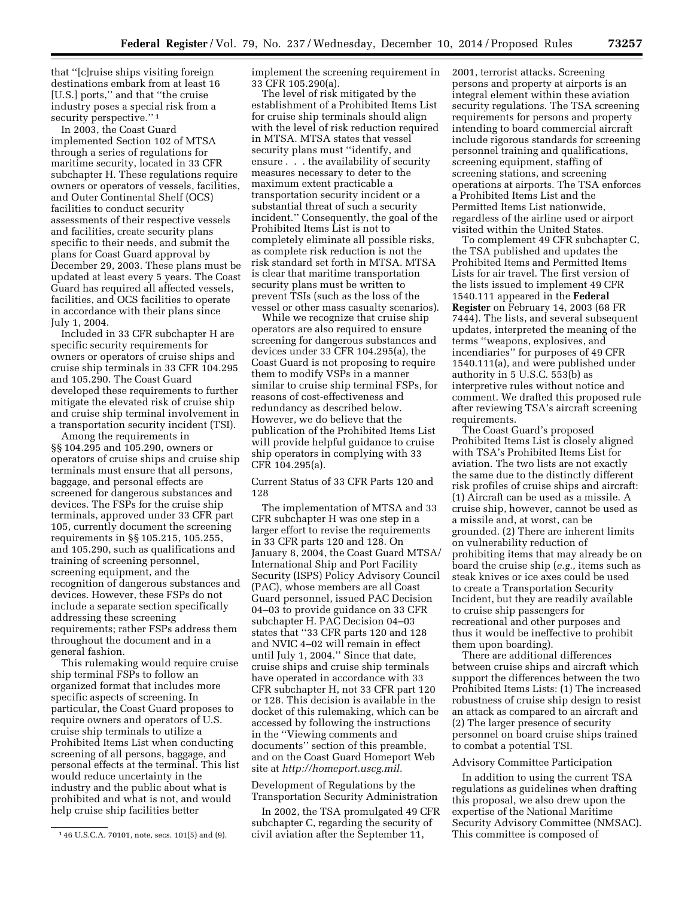that "[c]ruise ships visiting foreign destinations embark from at least 16 [U.S.] ports," and that "the cruise industry poses a special risk from a security perspective." [1]

In 2003, the Coast Guard implemented Section 102 of MTSA through a series of regulations for maritime security, located in 33 CFR subchapter H. These regulations require owners or operators of vessels, facilities, and Outer Continental Shelf (OCS) facilities to conduct security assessments of their respective vessels and facilities, create security plans specific to their needs, and submit the plans for Coast Guard approval by December 29, 2003. These plans must be updated at least every 5 years. The Coast Guard has required all affected vessels, facilities, and OCS facilities to operate in accordance with their plans since July 1, 2004.

Included in 33 CFR subchapter H are specific security requirements for owners or operators of cruise ships and cruise ship terminals in 33 CFR 104.295 and 105.290. The Coast Guard developed these requirements to further mitigate the elevated risk of cruise ship and cruise ship terminal involvement in a transportation security incident (TSI).

Among the requirements in §§ 104.295 and 105.290, owners or operators of cruise ships and cruise ship terminals must ensure that all persons, baggage, and personal effects are screened for dangerous substances and devices. The FSPs for the cruise ship terminals, approved under 33 CFR part 105, currently document the screening requirements in §§ 105.215, 105.255, and 105.290, such as qualifications and training of screening personnel, screening equipment, and the recognition of dangerous substances and devices. However, these FSPs do not include a separate section specifically addressing these screening requirements; rather FSPs address them throughout the document and in a general fashion.

This rulemaking would require cruise ship terminal FSPs to follow an organized format that includes more specific aspects of screening. In particular, the Coast Guard proposes to require owners and operators of U.S. cruise ship terminals to utilize a Prohibited Items List when conducting screening of all persons, baggage, and personal effects at the terminal. This list would reduce uncertainty in the industry and the public about what is prohibited and what is not, and would help cruise ship facilities better implement the screening requirement in 33 CFR 105.290(a).

The level of risk mitigated by the establishment of a Prohibited Items List for cruise ship terminals should align with the level of risk reduction required in MTSA. MTSA states that vessel security plans must "identify, and ensure . . . the availability of security measures necessary to deter to the maximum extent practicable a transportation security incident or a substantial threat of such a security incident." Consequently, the goal of the Prohibited Items List is not to completely eliminate all possible risks, as complete risk reduction is not the risk standard set forth in MTSA. MTSA is clear that maritime transportation security plans must be written to prevent TSIs (such as the loss of the vessel or other mass casualty scenarios).

While we recognize that cruise ship operators are also required to ensure screening for dangerous substances and devices under 33 CFR 104.295(a), the Coast Guard is not proposing to require them to modify VSPs in a manner similar to cruise ship terminal FSPs, for reasons of cost-effectiveness and redundancy as described below. However, we do believe that the publication of the Prohibited Items List will provide helpful guidance to cruise ship operators in complying with 33 CFR 104.295(a).

Current Status of 33 CFR Parts 120 and 128

The implementation of MTSA and 33 CFR subchapter H was one step in a larger effort to revise the requirements in 33 CFR parts 120 and 128. On January 8, 2004, the Coast Guard MTSA/ International Ship and Port Facility Security (ISPS) Policy Advisory Council (PAC), whose members are all Coast Guard personnel, issued PAC Decision 04–03 to provide guidance on 33 CFR subchapter H. PAC Decision 04–03 states that "33 CFR parts 120 and 128 and NVIC 4–02 will remain in effect until July 1, 2004." Since that date, cruise ships and cruise ship terminals have operated in accordance with 33 CFR subchapter H, not 33 CFR part 120 or 128. This decision is available in the docket of this rulemaking, which can be accessed by following the instructions in the "Viewing comments and documents" section of this preamble, and on the Coast Guard Homeport Web site at *http://homeport.uscg.mil.*

Development of Regulations by the Transportation Security Administration

In 2002, the TSA promulgated 49 CFR subchapter C, regarding the security of civil aviation after the September 11, 2001, terrorist attacks. Screening persons and property at airports is an integral element within these aviation security regulations. The TSA screening requirements for persons and property intending to board commercial aircraft include rigorous standards for screening personnel training and qualifications, screening equipment, staffing of screening stations, and screening operations at airports. The TSA enforces a Prohibited Items List and the Permitted Items List nationwide, regardless of the airline used or airport visited within the United States.

To complement 49 CFR subchapter C, the TSA published and updates the Prohibited Items and Permitted Items Lists for air travel. The first version of the lists issued to implement 49 CFR 1540.111 appeared in the **Federal Register** on February 14, 2003 (68 FR 7444). The lists, and several subsequent updates, interpreted the meaning of the terms "weapons, explosives, and incendiaries" for purposes of 49 CFR 1540.111(a), and were published under authority in 5 U.S.C. 553(b) as interpretive rules without notice and comment. We drafted this proposed rule after reviewing TSA's aircraft screening requirements.

The Coast Guard's proposed Prohibited Items List is closely aligned with TSA's Prohibited Items List for aviation. The two lists are not exactly the same due to the distinctly different risk profiles of cruise ships and aircraft: (1) Aircraft can be used as a missile. A cruise ship, however, cannot be used as a missile and, at worst, can be grounded. (2) There are inherent limits on vulnerability reduction of prohibiting items that may already be on board the cruise ship (*e.g.,* items such as steak knives or ice axes could be used to create a Transportation Security Incident, but they are readily available to cruise ship passengers for recreational and other purposes and thus it would be ineffective to prohibit them upon boarding).

There are additional differences between cruise ships and aircraft which support the differences between the two Prohibited Items Lists: (1) The increased robustness of cruise ship design to resist an attack as compared to an aircraft and (2) The larger presence of security personnel on board cruise ships trained to combat a potential TSI.

Advisory Committee Participation

In addition to using the current TSA regulations as guidelines when drafting this proposal, we also drew upon the expertise of the National Maritime Security Advisory Committee (NMSAC). This committee is composed of

[1] 46 U.S.C.A. 70101, note, secs. 101(5) and (9).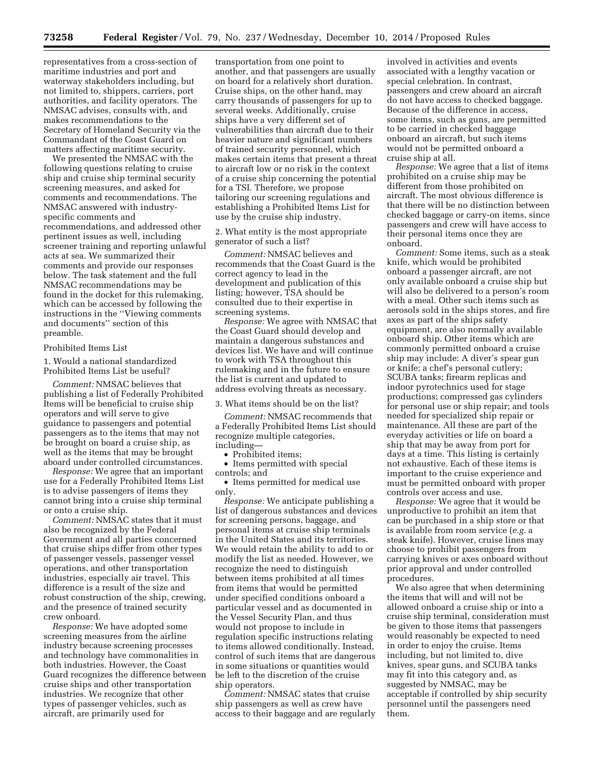representatives from a cross-section of maritime industries and port and waterway stakeholders including, but not limited to, shippers, carriers, port authorities, and facility operators. The NMSAC advises, consults with, and makes recommendations to the Secretary of Homeland Security via the Commandant of the Coast Guard on matters affecting maritime security.

We presented the NMSAC with the following questions relating to cruise ship and cruise ship terminal security screening measures, and asked for comments and recommendations. The NMSAC answered with industry-specific comments and recommendations, and addressed other pertinent issues as well, including screener training and reporting unlawful acts at sea. We summarized their comments and provide our responses below. The task statement and the full NMSAC recommendations may be found in the docket for this rulemaking, which can be accessed by following the instructions in the ''Viewing comments and documents'' section of this preamble.

Prohibited Items List

1. Would a national standardized Prohibited Items List be useful?

*Comment:* NMSAC believes that publishing a list of Federally Prohibited Items will be beneficial to cruise ship operators and will serve to give guidance to passengers and potential passengers as to the items that may not be brought on board a cruise ship, as well as the items that may be brought aboard under controlled circumstances.

*Response:* We agree that an important use for a Federally Prohibited Items List is to advise passengers of items they cannot bring into a cruise ship terminal or onto a cruise ship.

*Comment:* NMSAC states that it must also be recognized by the Federal Government and all parties concerned that cruise ships differ from other types of passenger vessels, passenger vessel operations, and other transportation industries, especially air travel. This difference is a result of the size and robust construction of the ship, crewing, and the presence of trained security crew onboard.

*Response:* We have adopted some screening measures from the airline industry because screening processes and technology have commonalities in both industries. However, the Coast Guard recognizes the difference between cruise ships and other transportation industries. We recognize that other types of passenger vehicles, such as aircraft, are primarily used for transportation from one point to another, and that passengers are usually on board for a relatively short duration. Cruise ships, on the other hand, may carry thousands of passengers for up to several weeks. Additionally, cruise ships have a very different set of vulnerabilities than aircraft due to their heavier nature and significant numbers of trained security personnel, which makes certain items that present a threat to aircraft low or no risk in the context of a cruise ship concerning the potential for a TSI. Therefore, we propose tailoring our screening regulations and establishing a Prohibited Items List for use by the cruise ship industry.

2. What entity is the most appropriate generator of such a list?

*Comment:* NMSAC believes and recommends that the Coast Guard is the correct agency to lead in the development and publication of this listing; however, TSA should be consulted due to their expertise in screening systems.

*Response:* We agree with NMSAC that the Coast Guard should develop and maintain a dangerous substances and devices list. We have and will continue to work with TSA throughout this rulemaking and in the future to ensure the list is current and updated to address evolving threats as necessary.

3. What items should be on the list?

*Comment:* NMSAC recommends that a Federally Prohibited Items List should recognize multiple categories, including—

- Prohibited items;
- Items permitted with special controls; and
- Items permitted for medical use only.

*Response:* We anticipate publishing a list of dangerous substances and devices for screening persons, baggage, and personal items at cruise ship terminals in the United States and its territories. We would retain the ability to add to or modify the list as needed. However, we recognize the need to distinguish between items prohibited at all times from items that would be permitted under specified conditions onboard a particular vessel and as documented in the Vessel Security Plan, and thus would not propose to include in regulation specific instructions relating to items allowed conditionally. Instead, control of such items that are dangerous in some situations or quantities would be left to the discretion of the cruise ship operators.

*Comment:* NMSAC states that cruise ship passengers as well as crew have access to their baggage and are regularly involved in activities and events associated with a lengthy vacation or special celebration. In contrast, passengers and crew aboard an aircraft do not have access to checked baggage. Because of the difference in access, some items, such as guns, are permitted to be carried in checked baggage onboard an aircraft, but such items would not be permitted onboard a cruise ship at all.

*Response:* We agree that a list of items prohibited on a cruise ship may be different from those prohibited on aircraft. The most obvious difference is that there will be no distinction between checked baggage or carry-on items, since passengers and crew will have access to their personal items once they are onboard.

*Comment:* Some items, such as a steak knife, which would be prohibited onboard a passenger aircraft, are not only available onboard a cruise ship but will also be delivered to a person's room with a meal. Other such items such as aerosols sold in the ships stores, and fire axes as part of the ships safety equipment, are also normally available onboard ship. Other items which are commonly permitted onboard a cruise ship may include: A diver's spear gun or knife; a chef's personal cutlery; SCUBA tanks; firearm replicas and indoor pyrotechnics used for stage productions; compressed gas cylinders for personal use or ship repair; and tools needed for specialized ship repair or maintenance. All these are part of the everyday activities or life on board a ship that may be away from port for days at a time. This listing is certainly not exhaustive. Each of these items is important to the cruise experience and must be permitted onboard with proper controls over access and use.

*Response:* We agree that it would be unproductive to prohibit an item that can be purchased in a ship store or that is available from room service (*e.g.* a steak knife). However, cruise lines may choose to prohibit passengers from carrying knives or axes onboard without prior approval and under controlled procedures.

We also agree that when determining the items that will and will not be allowed onboard a cruise ship or into a cruise ship terminal, consideration must be given to those items that passengers would reasonably be expected to need in order to enjoy the cruise. Items including, but not limited to, dive knives, spear guns, and SCUBA tanks may fit into this category and, as suggested by NMSAC, may be acceptable if controlled by ship security personnel until the passengers need them.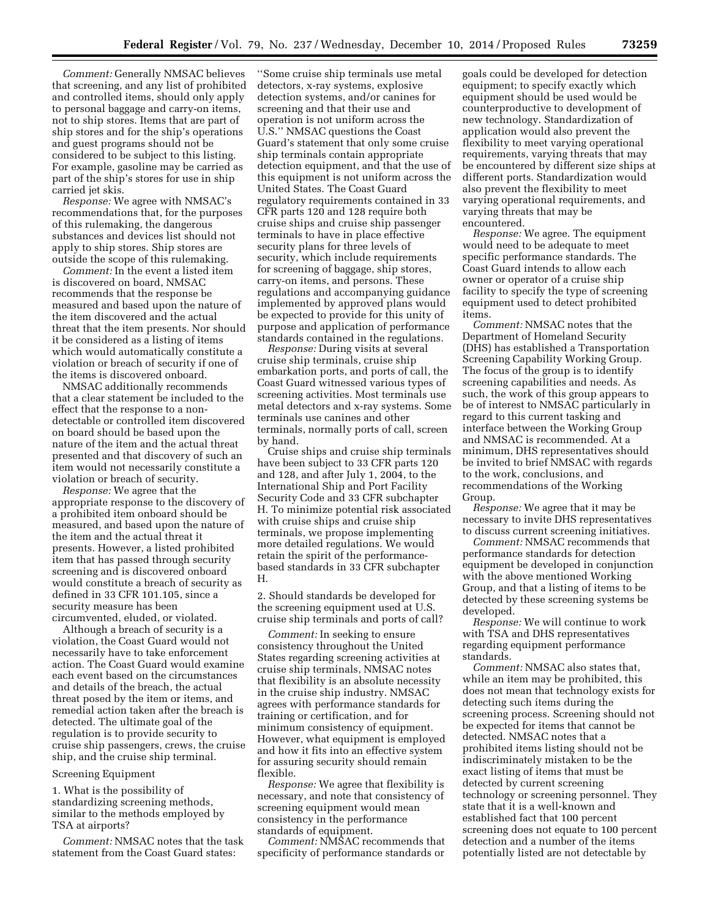*Comment:* Generally NMSAC believes that screening, and any list of prohibited and controlled items, should only apply to personal baggage and carry-on items, not to ship stores. Items that are part of ship stores and for the ship's operations and guest programs should not be considered to be subject to this listing. For example, gasoline may be carried as part of the ship's stores for use in ship carried jet skis.

*Response:* We agree with NMSAC's recommendations that, for the purposes of this rulemaking, the dangerous substances and devices list should not apply to ship stores. Ship stores are outside the scope of this rulemaking.

*Comment:* In the event a listed item is discovered on board, NMSAC recommends that the response be measured and based upon the nature of the item discovered and the actual threat that the item presents. Nor should it be considered as a listing of items which would automatically constitute a violation or breach of security if one of the items is discovered onboard.

NMSAC additionally recommends that a clear statement be included to the effect that the response to a non-detectable or controlled item discovered on board should be based upon the nature of the item and the actual threat presented and that discovery of such an item would not necessarily constitute a violation or breach of security.

*Response:* We agree that the appropriate response to the discovery of a prohibited item onboard should be measured, and based upon the nature of the item and the actual threat it presents. However, a listed prohibited item that has passed through security screening and is discovered onboard would constitute a breach of security as defined in 33 CFR 101.105, since a security measure has been circumvented, eluded, or violated.

Although a breach of security is a violation, the Coast Guard would not necessarily have to take enforcement action. The Coast Guard would examine each event based on the circumstances and details of the breach, the actual threat posed by the item or items, and remedial action taken after the breach is detected. The ultimate goal of the regulation is to provide security to cruise ship passengers, crews, the cruise ship, and the cruise ship terminal.

Screening Equipment

1. What is the possibility of standardizing screening methods, similar to the methods employed by TSA at airports?

*Comment:* NMSAC notes that the task statement from the Coast Guard states: ''Some cruise ship terminals use metal detectors, x-ray systems, explosive detection systems, and/or canines for screening and that their use and operation is not uniform across the U.S.'' NMSAC questions the Coast Guard's statement that only some cruise ship terminals contain appropriate detection equipment, and that the use of this equipment is not uniform across the United States. The Coast Guard regulatory requirements contained in 33 CFR parts 120 and 128 require both cruise ships and cruise ship passenger terminals to have in place effective security plans for three levels of security, which include requirements for screening of baggage, ship stores, carry-on items, and persons. These regulations and accompanying guidance implemented by approved plans would be expected to provide for this unity of purpose and application of performance standards contained in the regulations.

*Response:* During visits at several cruise ship terminals, cruise ship embarkation ports, and ports of call, the Coast Guard witnessed various types of screening activities. Most terminals use metal detectors and x-ray systems. Some terminals use canines and other terminals, normally ports of call, screen by hand.

Cruise ships and cruise ship terminals have been subject to 33 CFR parts 120 and 128, and after July 1, 2004, to the International Ship and Port Facility Security Code and 33 CFR subchapter H. To minimize potential risk associated with cruise ships and cruise ship terminals, we propose implementing more detailed regulations. We would retain the spirit of the performance-based standards in 33 CFR subchapter H.

2. Should standards be developed for the screening equipment used at U.S. cruise ship terminals and ports of call?

*Comment:* In seeking to ensure consistency throughout the United States regarding screening activities at cruise ship terminals, NMSAC notes that flexibility is an absolute necessity in the cruise ship industry. NMSAC agrees with performance standards for training or certification, and for minimum consistency of equipment. However, what equipment is employed and how it fits into an effective system for assuring security should remain flexible.

*Response:* We agree that flexibility is necessary, and note that consistency of screening equipment would mean consistency in the performance standards of equipment.

*Comment:* NMSAC recommends that specificity of performance standards or goals could be developed for detection equipment; to specify exactly which equipment should be used would be counterproductive to development of new technology. Standardization of application would also prevent the flexibility to meet varying operational requirements, varying threats that may be encountered by different size ships at different ports. Standardization would also prevent the flexibility to meet varying operational requirements, and varying threats that may be encountered.

*Response:* We agree. The equipment would need to be adequate to meet specific performance standards. The Coast Guard intends to allow each owner or operator of a cruise ship facility to specify the type of screening equipment used to detect prohibited items.

*Comment:* NMSAC notes that the Department of Homeland Security (DHS) has established a Transportation Screening Capability Working Group. The focus of the group is to identify screening capabilities and needs. As such, the work of this group appears to be of interest to NMSAC particularly in regard to this current tasking and interface between the Working Group and NMSAC is recommended. At a minimum, DHS representatives should be invited to brief NMSAC with regards to the work, conclusions, and recommendations of the Working Group.

*Response:* We agree that it may be necessary to invite DHS representatives to discuss current screening initiatives.

*Comment:* NMSAC recommends that performance standards for detection equipment be developed in conjunction with the above mentioned Working Group, and that a listing of items to be detected by these screening systems be developed.

*Response:* We will continue to work with TSA and DHS representatives regarding equipment performance standards.

*Comment:* NMSAC also states that, while an item may be prohibited, this does not mean that technology exists for detecting such items during the screening process. Screening should not be expected for items that cannot be detected. NMSAC notes that a prohibited items listing should not be indiscriminately mistaken to be the exact listing of items that must be detected by current screening technology or screening personnel. They state that it is a well-known and established fact that 100 percent screening does not equate to 100 percent detection and a number of the items potentially listed are not detectable by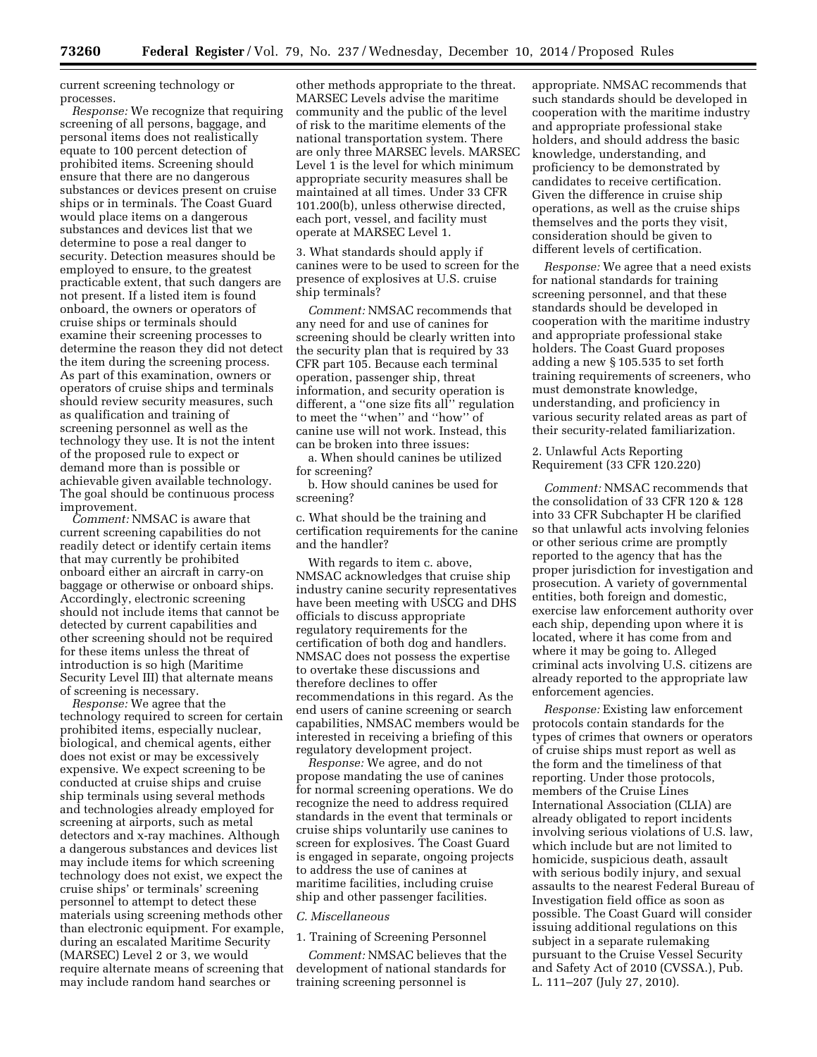current screening technology or processes.

*Response:* We recognize that requiring screening of all persons, baggage, and personal items does not realistically equate to 100 percent detection of prohibited items. Screening should ensure that there are no dangerous substances or devices present on cruise ships or in terminals. The Coast Guard would place items on a dangerous substances and devices list that we determine to pose a real danger to security. Detection measures should be employed to ensure, to the greatest practicable extent, that such dangers are not present. If a listed item is found onboard, the owners or operators of cruise ships or terminals should examine their screening processes to determine the reason they did not detect the item during the screening process. As part of this examination, owners or operators of cruise ships and terminals should review security measures, such as qualification and training of screening personnel as well as the technology they use. It is not the intent of the proposed rule to expect or demand more than is possible or achievable given available technology. The goal should be continuous process improvement.

*Comment:* NMSAC is aware that current screening capabilities do not readily detect or identify certain items that may currently be prohibited onboard either an aircraft in carry-on baggage or otherwise or onboard ships. Accordingly, electronic screening should not include items that cannot be detected by current capabilities and other screening should not be required for these items unless the threat of introduction is so high (Maritime Security Level III) that alternate means of screening is necessary.

*Response:* We agree that the technology required to screen for certain prohibited items, especially nuclear, biological, and chemical agents, either does not exist or may be excessively expensive. We expect screening to be conducted at cruise ships and cruise ship terminals using several methods and technologies already employed for screening at airports, such as metal detectors and x-ray machines. Although a dangerous substances and devices list may include items for which screening technology does not exist, we expect the cruise ships' or terminals' screening personnel to attempt to detect these materials using screening methods other than electronic equipment. For example, during an escalated Maritime Security (MARSEC) Level 2 or 3, we would require alternate means of screening that may include random hand searches or other methods appropriate to the threat. MARSEC Levels advise the maritime community and the public of the level of risk to the maritime elements of the national transportation system. There are only three MARSEC levels. MARSEC Level 1 is the level for which minimum appropriate security measures shall be maintained at all times. Under 33 CFR 101.200(b), unless otherwise directed, each port, vessel, and facility must operate at MARSEC Level 1.

3. What standards should apply if canines were to be used to screen for the presence of explosives at U.S. cruise ship terminals?

*Comment:* NMSAC recommends that any need for and use of canines for screening should be clearly written into the security plan that is required by 33 CFR part 105. Because each terminal operation, passenger ship, threat information, and security operation is different, a ''one size fits all'' regulation to meet the ''when'' and ''how'' of canine use will not work. Instead, this can be broken into three issues:

a. When should canines be utilized for screening?

b. How should canines be used for screening?

c. What should be the training and certification requirements for the canine and the handler?

With regards to item c. above, NMSAC acknowledges that cruise ship industry canine security representatives have been meeting with USCG and DHS officials to discuss appropriate regulatory requirements for the certification of both dog and handlers. NMSAC does not possess the expertise to overtake these discussions and therefore declines to offer recommendations in this regard. As the end users of canine screening or search capabilities, NMSAC members would be interested in receiving a briefing of this regulatory development project.

*Response:* We agree, and do not propose mandating the use of canines for normal screening operations. We do recognize the need to address required standards in the event that terminals or cruise ships voluntarily use canines to screen for explosives. The Coast Guard is engaged in separate, ongoing projects to address the use of canines at maritime facilities, including cruise ship and other passenger facilities.

*C. Miscellaneous*

1. Training of Screening Personnel

*Comment:* NMSAC believes that the development of national standards for training screening personnel is appropriate. NMSAC recommends that such standards should be developed in cooperation with the maritime industry and appropriate professional stake holders, and should address the basic knowledge, understanding, and proficiency to be demonstrated by candidates to receive certification. Given the difference in cruise ship operations, as well as the cruise ships themselves and the ports they visit, consideration should be given to different levels of certification.

*Response:* We agree that a need exists for national standards for training screening personnel, and that these standards should be developed in cooperation with the maritime industry and appropriate professional stake holders. The Coast Guard proposes adding a new § 105.535 to set forth training requirements of screeners, who must demonstrate knowledge, understanding, and proficiency in various security related areas as part of their security-related familiarization.

2. Unlawful Acts Reporting Requirement (33 CFR 120.220)

*Comment:* NMSAC recommends that the consolidation of 33 CFR 120 & 128 into 33 CFR Subchapter H be clarified so that unlawful acts involving felonies or other serious crime are promptly reported to the agency that has the proper jurisdiction for investigation and prosecution. A variety of governmental entities, both foreign and domestic, exercise law enforcement authority over each ship, depending upon where it is located, where it has come from and where it may be going to. Alleged criminal acts involving U.S. citizens are already reported to the appropriate law enforcement agencies.

*Response:* Existing law enforcement protocols contain standards for the types of crimes that owners or operators of cruise ships must report as well as the form and the timeliness of that reporting. Under those protocols, members of the Cruise Lines International Association (CLIA) are already obligated to report incidents involving serious violations of U.S. law, which include but are not limited to homicide, suspicious death, assault with serious bodily injury, and sexual assaults to the nearest Federal Bureau of Investigation field office as soon as possible. The Coast Guard will consider issuing additional regulations on this subject in a separate rulemaking pursuant to the Cruise Vessel Security and Safety Act of 2010 (CVSSA.), Pub. L. 111–207 (July 27, 2010).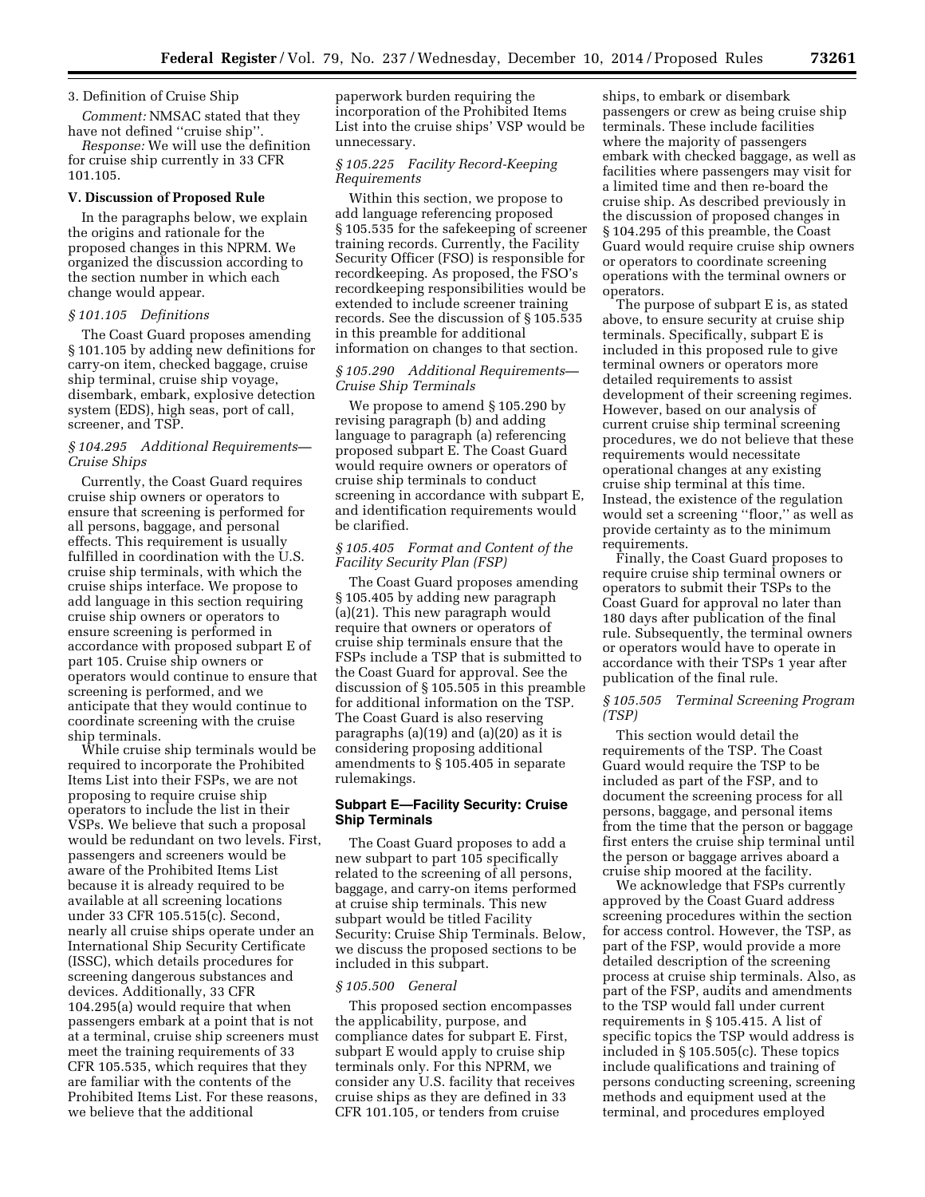3. Definition of Cruise Ship

*Comment:* NMSAC stated that they have not defined ''cruise ship''.

*Response:* We will use the definition for cruise ship currently in 33 CFR 101.105.

## V. Discussion of Proposed Rule

In the paragraphs below, we explain the origins and rationale for the proposed changes in this NPRM. We organized the discussion according to the section number in which each change would appear.

### *§ 101.105 Definitions*

The Coast Guard proposes amending § 101.105 by adding new definitions for carry-on item, checked baggage, cruise ship terminal, cruise ship voyage, disembark, embark, explosive detection system (EDS), high seas, port of call, screener, and TSP.

### *§ 104.295 Additional Requirements—Cruise Ships*

Currently, the Coast Guard requires cruise ship owners or operators to ensure that screening is performed for all persons, baggage, and personal effects. This requirement is usually fulfilled in coordination with the U.S. cruise ship terminals, with which the cruise ships interface. We propose to add language in this section requiring cruise ship owners or operators to ensure screening is performed in accordance with proposed subpart E of part 105. Cruise ship owners or operators would continue to ensure that screening is performed, and we anticipate that they would continue to coordinate screening with the cruise ship terminals.

While cruise ship terminals would be required to incorporate the Prohibited Items List into their FSPs, we are not proposing to require cruise ship operators to include the list in their VSPs. We believe that such a proposal would be redundant on two levels. First, passengers and screeners would be aware of the Prohibited Items List because it is already required to be available at all screening locations under 33 CFR 105.515(c). Second, nearly all cruise ships operate under an International Ship Security Certificate (ISSC), which details procedures for screening dangerous substances and devices. Additionally, 33 CFR 104.295(a) would require that when passengers embark at a point that is not at a terminal, cruise ship screeners must meet the training requirements of 33 CFR 105.535, which requires that they are familiar with the contents of the Prohibited Items List. For these reasons, we believe that the additional paperwork burden requiring the incorporation of the Prohibited Items List into the cruise ships' VSP would be unnecessary.

### *§ 105.225 Facility Record-Keeping Requirements*

Within this section, we propose to add language referencing proposed § 105.535 for the safekeeping of screener training records. Currently, the Facility Security Officer (FSO) is responsible for recordkeeping. As proposed, the FSO's recordkeeping responsibilities would be extended to include screener training records. See the discussion of § 105.535 in this preamble for additional information on changes to that section.

### *§ 105.290 Additional Requirements—Cruise Ship Terminals*

We propose to amend § 105.290 by revising paragraph (b) and adding language to paragraph (a) referencing proposed subpart E. The Coast Guard would require owners or operators of cruise ship terminals to conduct screening in accordance with subpart E, and identification requirements would be clarified.

### *§ 105.405 Format and Content of the Facility Security Plan (FSP)*

The Coast Guard proposes amending § 105.405 by adding new paragraph (a)(21). This new paragraph would require that owners or operators of cruise ship terminals ensure that the FSPs include a TSP that is submitted to the Coast Guard for approval. See the discussion of § 105.505 in this preamble for additional information on the TSP. The Coast Guard is also reserving paragraphs (a)(19) and (a)(20) as it is considering proposing additional amendments to § 105.405 in separate rulemakings.

## Subpart E—Facility Security: Cruise Ship Terminals

The Coast Guard proposes to add a new subpart to part 105 specifically related to the screening of all persons, baggage, and carry-on items performed at cruise ship terminals. This new subpart would be titled Facility Security: Cruise Ship Terminals. Below, we discuss the proposed sections to be included in this subpart.

### *§ 105.500 General*

This proposed section encompasses the applicability, purpose, and compliance dates for subpart E. First, subpart E would apply to cruise ship terminals only. For this NPRM, we consider any U.S. facility that receives cruise ships as they are defined in 33 CFR 101.105, or tenders from cruise ships, to embark or disembark passengers or crew as being cruise ship terminals. These include facilities where the majority of passengers embark with checked baggage, as well as facilities where passengers may visit for a limited time and then re-board the cruise ship. As described previously in the discussion of proposed changes in § 104.295 of this preamble, the Coast Guard would require cruise ship owners or operators to coordinate screening operations with the terminal owners or operators.

The purpose of subpart E is, as stated above, to ensure security at cruise ship terminals. Specifically, subpart E is included in this proposed rule to give terminal owners or operators more detailed requirements to assist development of their screening regimes. However, based on our analysis of current cruise ship terminal screening procedures, we do not believe that these requirements would necessitate operational changes at any existing cruise ship terminal at this time. Instead, the existence of the regulation would set a screening ''floor,'' as well as provide certainty as to the minimum requirements.

Finally, the Coast Guard proposes to require cruise ship terminal owners or operators to submit their TSPs to the Coast Guard for approval no later than 180 days after publication of the final rule. Subsequently, the terminal owners or operators would have to operate in accordance with their TSPs 1 year after publication of the final rule.

### *§ 105.505 Terminal Screening Program (TSP)*

This section would detail the requirements of the TSP. The Coast Guard would require the TSP to be included as part of the FSP, and to document the screening process for all persons, baggage, and personal items from the time that the person or baggage first enters the cruise ship terminal until the person or baggage arrives aboard a cruise ship moored at the facility.

We acknowledge that FSPs currently approved by the Coast Guard address screening procedures within the section for access control. However, the TSP, as part of the FSP, would provide a more detailed description of the screening process at cruise ship terminals. Also, as part of the FSP, audits and amendments to the TSP would fall under current requirements in § 105.415. A list of specific topics the TSP would address is included in § 105.505(c). These topics include qualifications and training of persons conducting screening, screening methods and equipment used at the terminal, and procedures employed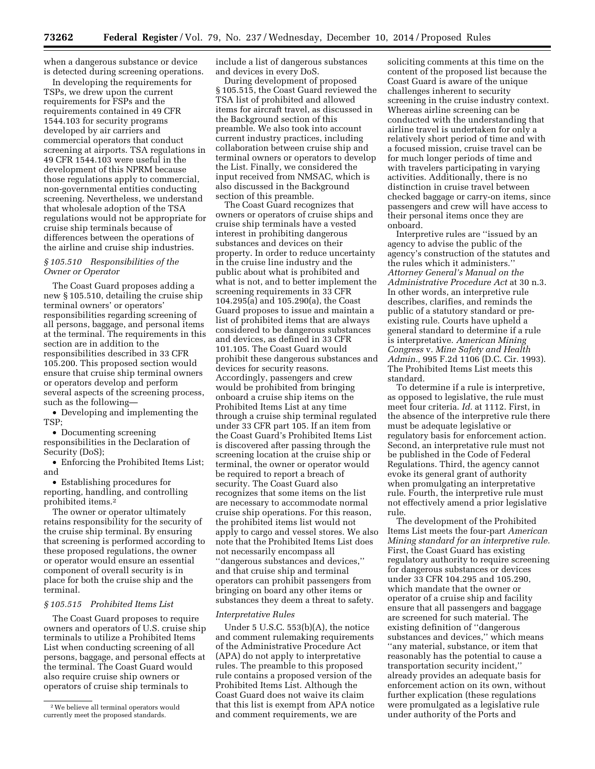when a dangerous substance or device is detected during screening operations.

In developing the requirements for TSPs, we drew upon the current requirements for FSPs and the requirements contained in 49 CFR 1544.103 for security programs developed by air carriers and commercial operators that conduct screening at airports. TSA regulations in 49 CFR 1544.103 were useful in the development of this NPRM because those regulations apply to commercial, non-governmental entities conducting screening. Nevertheless, we understand that wholesale adoption of the TSA regulations would not be appropriate for cruise ship terminals because of differences between the operations of the airline and cruise ship industries.

### *§ 105.510 Responsibilities of the Owner or Operator*

The Coast Guard proposes adding a new § 105.510, detailing the cruise ship terminal owners' or operators' responsibilities regarding screening of all persons, baggage, and personal items at the terminal. The requirements in this section are in addition to the responsibilities described in 33 CFR 105.200. This proposed section would ensure that cruise ship terminal owners or operators develop and perform several aspects of the screening process, such as the following—

- Developing and implementing the TSP;
- Documenting screening responsibilities in the Declaration of Security (DoS);
- Enforcing the Prohibited Items List; and
- Establishing procedures for reporting, handling, and controlling prohibited items.[2]

The owner or operator ultimately retains responsibility for the security of the cruise ship terminal. By ensuring that screening is performed according to these proposed regulations, the owner or operator would ensure an essential component of overall security is in place for both the cruise ship and the terminal.

### *§ 105.515 Prohibited Items List*

The Coast Guard proposes to require owners and operators of U.S. cruise ship terminals to utilize a Prohibited Items List when conducting screening of all persons, baggage, and personal effects at the terminal. The Coast Guard would also require cruise ship owners or operators of cruise ship terminals to include a list of dangerous substances and devices in every DoS.

During development of proposed § 105.515, the Coast Guard reviewed the TSA list of prohibited and allowed items for aircraft travel, as discussed in the Background section of this preamble. We also took into account current industry practices, including collaboration between cruise ship and terminal owners or operators to develop the List. Finally, we considered the input received from NMSAC, which is also discussed in the Background section of this preamble.

The Coast Guard recognizes that owners or operators of cruise ships and cruise ship terminals have a vested interest in prohibiting dangerous substances and devices on their property. In order to reduce uncertainty in the cruise line industry and the public about what is prohibited and what is not, and to better implement the screening requirements in 33 CFR 104.295(a) and 105.290(a), the Coast Guard proposes to issue and maintain a list of prohibited items that are always considered to be dangerous substances and devices, as defined in 33 CFR 101.105. The Coast Guard would prohibit these dangerous substances and devices for security reasons. Accordingly, passengers and crew would be prohibited from bringing onboard a cruise ship items on the Prohibited Items List at any time through a cruise ship terminal regulated under 33 CFR part 105. If an item from the Coast Guard's Prohibited Items List is discovered after passing through the screening location at the cruise ship or terminal, the owner or operator would be required to report a breach of security. The Coast Guard also recognizes that some items on the list are necessary to accommodate normal cruise ship operations. For this reason, the prohibited items list would not apply to cargo and vessel stores. We also note that the Prohibited Items List does not necessarily encompass all "dangerous substances and devices," and that cruise ship and terminal operators can prohibit passengers from bringing on board any other items or substances they deem a threat to safety.

#### *Interpretative Rules*

Under 5 U.S.C. 553(b)(A), the notice and comment rulemaking requirements of the Administrative Procedure Act (APA) do not apply to interpretative rules. The preamble to this proposed rule contains a proposed version of the Prohibited Items List. Although the Coast Guard does not waive its claim that this list is exempt from APA notice and comment requirements, we are soliciting comments at this time on the content of the proposed list because the Coast Guard is aware of the unique challenges inherent to security screening in the cruise industry context. Whereas airline screening can be conducted with the understanding that airline travel is undertaken for only a relatively short period of time and with a focused mission, cruise travel can be for much longer periods of time and with travelers participating in varying activities. Additionally, there is no distinction in cruise travel between checked baggage or carry-on items, since passengers and crew will have access to their personal items once they are onboard.

Interpretive rules are "issued by an agency to advise the public of the agency's construction of the statutes and the rules which it administers." *Attorney General's Manual on the Administrative Procedure Act* at 30 n.3. In other words, an interpretive rule describes, clarifies, and reminds the public of a statutory standard or pre-existing rule. Courts have upheld a general standard to determine if a rule is interpretative. *American Mining Congress* v. *Mine Safety and Health Admin.,* 995 F.2d 1106 (D.C. Cir. 1993). The Prohibited Items List meets this standard.

To determine if a rule is interpretive, as opposed to legislative, the rule must meet four criteria. *Id.* at 1112. First, in the absence of the interpretive rule there must be adequate legislative or regulatory basis for enforcement action. Second, an interpretative rule must not be published in the Code of Federal Regulations. Third, the agency cannot evoke its general grant of authority when promulgating an interpretative rule. Fourth, the interpretive rule must not effectively amend a prior legislative rule.

The development of the Prohibited Items List meets the four-part *American Mining standard for an interpretive rule.* First, the Coast Guard has existing regulatory authority to require screening for dangerous substances or devices under 33 CFR 104.295 and 105.290, which mandate that the owner or operator of a cruise ship and facility ensure that all passengers and baggage are screened for such material. The existing definition of "dangerous substances and devices," which means "any material, substance, or item that reasonably has the potential to cause a transportation security incident," already provides an adequate basis for enforcement action on its own, without further explication (these regulations were promulgated as a legislative rule under authority of the Ports and

[2] We believe all terminal operators would currently meet the proposed standards.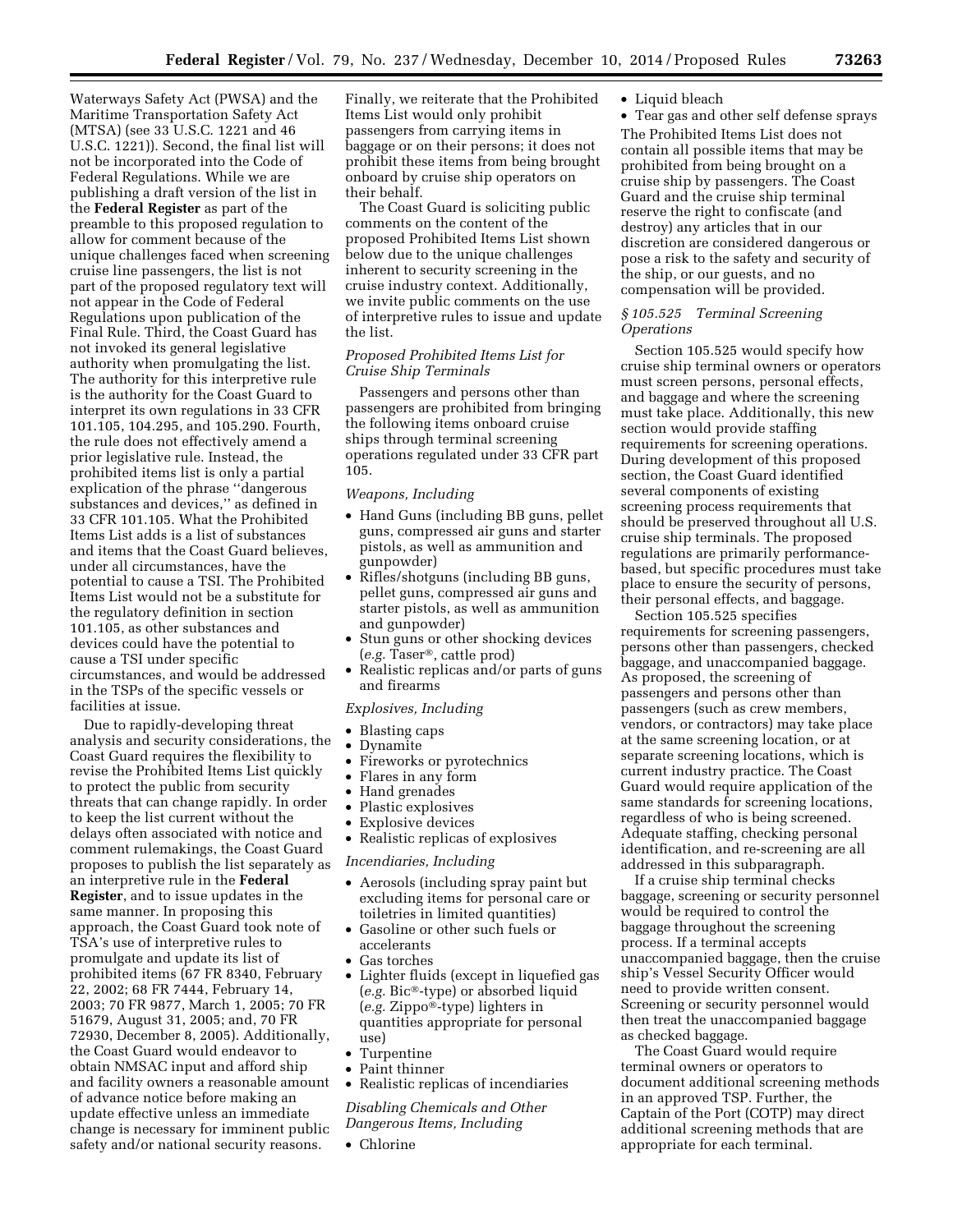Waterways Safety Act (PWSA) and the Maritime Transportation Safety Act (MTSA) (see 33 U.S.C. 1221 and 46 U.S.C. 1221)). Second, the final list will not be incorporated into the Code of Federal Regulations. While we are publishing a draft version of the list in the **Federal Register** as part of the preamble to this proposed regulation to allow for comment because of the unique challenges faced when screening cruise line passengers, the list is not part of the proposed regulatory text will not appear in the Code of Federal Regulations upon publication of the Final Rule. Third, the Coast Guard has not invoked its general legislative authority when promulgating the list. The authority for this interpretive rule is the authority for the Coast Guard to interpret its own regulations in 33 CFR 101.105, 104.295, and 105.290. Fourth, the rule does not effectively amend a prior legislative rule. Instead, the prohibited items list is only a partial explication of the phrase ''dangerous substances and devices,'' as defined in 33 CFR 101.105. What the Prohibited Items List adds is a list of substances and items that the Coast Guard believes, under all circumstances, have the potential to cause a TSI. The Prohibited Items List would not be a substitute for the regulatory definition in section 101.105, as other substances and devices could have the potential to cause a TSI under specific circumstances, and would be addressed in the TSPs of the specific vessels or facilities at issue.

Due to rapidly-developing threat analysis and security considerations, the Coast Guard requires the flexibility to revise the Prohibited Items List quickly to protect the public from security threats that can change rapidly. In order to keep the list current without the delays often associated with notice and comment rulemakings, the Coast Guard proposes to publish the list separately as an interpretive rule in the **Federal Register**, and to issue updates in the same manner. In proposing this approach, the Coast Guard took note of TSA's use of interpretive rules to promulgate and update its list of prohibited items (67 FR 8340, February 22, 2002; 68 FR 7444, February 14, 2003; 70 FR 9877, March 1, 2005; 70 FR 51679, August 31, 2005; and, 70 FR 72930, December 8, 2005). Additionally, the Coast Guard would endeavor to obtain NMSAC input and afford ship and facility owners a reasonable amount of advance notice before making an update effective unless an immediate change is necessary for imminent public safety and/or national security reasons.

Finally, we reiterate that the Prohibited Items List would only prohibit passengers from carrying items in baggage or on their persons; it does not prohibit these items from being brought onboard by cruise ship operators on their behalf.

The Coast Guard is soliciting public comments on the content of the proposed Prohibited Items List shown below due to the unique challenges inherent to security screening in the cruise industry context. Additionally, we invite public comments on the use of interpretive rules to issue and update the list.

*Proposed Prohibited Items List for Cruise Ship Terminals*

Passengers and persons other than passengers are prohibited from bringing the following items onboard cruise ships through terminal screening operations regulated under 33 CFR part 105.

*Weapons, Including*

- Hand Guns (including BB guns, pellet guns, compressed air guns and starter pistols, as well as ammunition and gunpowder)
- Rifles/shotguns (including BB guns, pellet guns, compressed air guns and starter pistols, as well as ammunition and gunpowder)
- Stun guns or other shocking devices (*e.g.* Taser®, cattle prod)
- Realistic replicas and/or parts of guns and firearms

*Explosives, Including*

- Blasting caps
- Dynamite
- Fireworks or pyrotechnics
- Flares in any form
- Hand grenades
- Plastic explosives
- Explosive devices
- Realistic replicas of explosives

*Incendiaries, Including*

- Aerosols (including spray paint but excluding items for personal care or toiletries in limited quantities)
- Gasoline or other such fuels or accelerants
- Gas torches
- Lighter fluids (except in liquefied gas (*e.g.* Bic®-type) or absorbed liquid (*e.g.* Zippo®-type) lighters in quantities appropriate for personal use)
- Turpentine
- Paint thinner
- Realistic replicas of incendiaries

*Disabling Chemicals and Other Dangerous Items, Including*

- Chlorine
- Liquid bleach
- Tear gas and other self defense sprays

The Prohibited Items List does not contain all possible items that may be prohibited from being brought on a cruise ship by passengers. The Coast Guard and the cruise ship terminal reserve the right to confiscate (and destroy) any articles that in our discretion are considered dangerous or pose a risk to the safety and security of the ship, or our guests, and no compensation will be provided.

*§ 105.525 Terminal Screening Operations*

Section 105.525 would specify how cruise ship terminal owners or operators must screen persons, personal effects, and baggage and where the screening must take place. Additionally, this new section would provide staffing requirements for screening operations. During development of this proposed section, the Coast Guard identified several components of existing screening process requirements that should be preserved throughout all U.S. cruise ship terminals. The proposed regulations are primarily performance-based, but specific procedures must take place to ensure the security of persons, their personal effects, and baggage.

Section 105.525 specifies requirements for screening passengers, persons other than passengers, checked baggage, and unaccompanied baggage. As proposed, the screening of passengers and persons other than passengers (such as crew members, vendors, or contractors) may take place at the same screening location, or at separate screening locations, which is current industry practice. The Coast Guard would require application of the same standards for screening locations, regardless of who is being screened. Adequate staffing, checking personal identification, and re-screening are all addressed in this subparagraph.

If a cruise ship terminal checks baggage, screening or security personnel would be required to control the baggage throughout the screening process. If a terminal accepts unaccompanied baggage, then the cruise ship's Vessel Security Officer would need to provide written consent. Screening or security personnel would then treat the unaccompanied baggage as checked baggage.

The Coast Guard would require terminal owners or operators to document additional screening methods in an approved TSP. Further, the Captain of the Port (COTP) may direct additional screening methods that are appropriate for each terminal.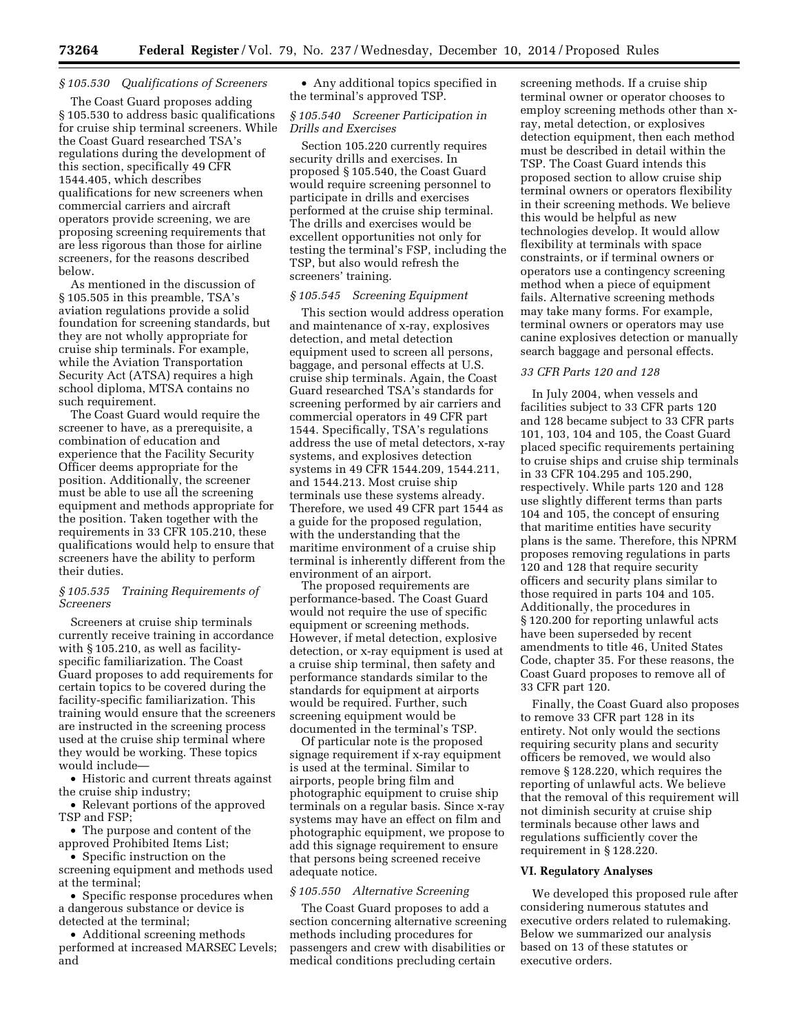### *§ 105.530 Qualifications of Screeners*

The Coast Guard proposes adding § 105.530 to address basic qualifications for cruise ship terminal screeners. While the Coast Guard researched TSA's regulations during the development of this section, specifically 49 CFR 1544.405, which describes qualifications for new screeners when commercial carriers and aircraft operators provide screening, we are proposing screening requirements that are less rigorous than those for airline screeners, for the reasons described below.

As mentioned in the discussion of § 105.505 in this preamble, TSA's aviation regulations provide a solid foundation for screening standards, but they are not wholly appropriate for cruise ship terminals. For example, while the Aviation Transportation Security Act (ATSA) requires a high school diploma, MTSA contains no such requirement.

The Coast Guard would require the screener to have, as a prerequisite, a combination of education and experience that the Facility Security Officer deems appropriate for the position. Additionally, the screener must be able to use all the screening equipment and methods appropriate for the position. Taken together with the requirements in 33 CFR 105.210, these qualifications would help to ensure that screeners have the ability to perform their duties.

### *§ 105.535 Training Requirements of Screeners*

Screeners at cruise ship terminals currently receive training in accordance with § 105.210, as well as facility-specific familiarization. The Coast Guard proposes to add requirements for certain topics to be covered during the facility-specific familiarization. This training would ensure that the screeners are instructed in the screening process used at the cruise ship terminal where they would be working. These topics would include—

- Historic and current threats against the cruise ship industry;
- Relevant portions of the approved TSP and FSP;
- The purpose and content of the approved Prohibited Items List;
- Specific instruction on the screening equipment and methods used at the terminal;
- Specific response procedures when a dangerous substance or device is detected at the terminal;
- Additional screening methods performed at increased MARSEC Levels; and
- Any additional topics specified in the terminal's approved TSP.

### *§ 105.540 Screener Participation in Drills and Exercises*

Section 105.220 currently requires security drills and exercises. In proposed § 105.540, the Coast Guard would require screening personnel to participate in drills and exercises performed at the cruise ship terminal. The drills and exercises would be excellent opportunities not only for testing the terminal's FSP, including the TSP, but also would refresh the screeners' training.

### *§ 105.545 Screening Equipment*

This section would address operation and maintenance of x-ray, explosives detection, and metal detection equipment used to screen all persons, baggage, and personal effects at U.S. cruise ship terminals. Again, the Coast Guard researched TSA's standards for screening performed by air carriers and commercial operators in 49 CFR part 1544. Specifically, TSA's regulations address the use of metal detectors, x-ray systems, and explosives detection systems in 49 CFR 1544.209, 1544.211, and 1544.213. Most cruise ship terminals use these systems already. Therefore, we used 49 CFR part 1544 as a guide for the proposed regulation, with the understanding that the maritime environment of a cruise ship terminal is inherently different from the environment of an airport.

The proposed requirements are performance-based. The Coast Guard would not require the use of specific equipment or screening methods. However, if metal detection, explosive detection, or x-ray equipment is used at a cruise ship terminal, then safety and performance standards similar to the standards for equipment at airports would be required. Further, such screening equipment would be documented in the terminal's TSP.

Of particular note is the proposed signage requirement if x-ray equipment is used at the terminal. Similar to airports, people bring film and photographic equipment to cruise ship terminals on a regular basis. Since x-ray systems may have an effect on film and photographic equipment, we propose to add this signage requirement to ensure that persons being screened receive adequate notice.

### *§ 105.550 Alternative Screening*

The Coast Guard proposes to add a section concerning alternative screening methods including procedures for passengers and crew with disabilities or medical conditions precluding certain screening methods. If a cruise ship terminal owner or operator chooses to employ screening methods other than x-ray, metal detection, or explosives detection equipment, then each method must be described in detail within the TSP. The Coast Guard intends this proposed section to allow cruise ship terminal owners or operators flexibility in their screening methods. We believe this would be helpful as new technologies develop. It would allow flexibility at terminals with space constraints, or if terminal owners or operators use a contingency screening method when a piece of equipment fails. Alternative screening methods may take many forms. For example, terminal owners or operators may use canine explosives detection or manually search baggage and personal effects.

### *33 CFR Parts 120 and 128*

In July 2004, when vessels and facilities subject to 33 CFR parts 120 and 128 became subject to 33 CFR parts 101, 103, 104 and 105, the Coast Guard placed specific requirements pertaining to cruise ships and cruise ship terminals in 33 CFR 104.295 and 105.290, respectively. While parts 120 and 128 use slightly different terms than parts 104 and 105, the concept of ensuring that maritime entities have security plans is the same. Therefore, this NPRM proposes removing regulations in parts 120 and 128 that require security officers and security plans similar to those required in parts 104 and 105. Additionally, the procedures in § 120.200 for reporting unlawful acts have been superseded by recent amendments to title 46, United States Code, chapter 35. For these reasons, the Coast Guard proposes to remove all of 33 CFR part 120.

Finally, the Coast Guard also proposes to remove 33 CFR part 128 in its entirety. Not only would the sections requiring security plans and security officers be removed, we would also remove § 128.220, which requires the reporting of unlawful acts. We believe that the removal of this requirement will not diminish security at cruise ship terminals because other laws and regulations sufficiently cover the requirement in § 128.220.

## VI. Regulatory Analyses

We developed this proposed rule after considering numerous statutes and executive orders related to rulemaking. Below we summarized our analysis based on 13 of these statutes or executive orders.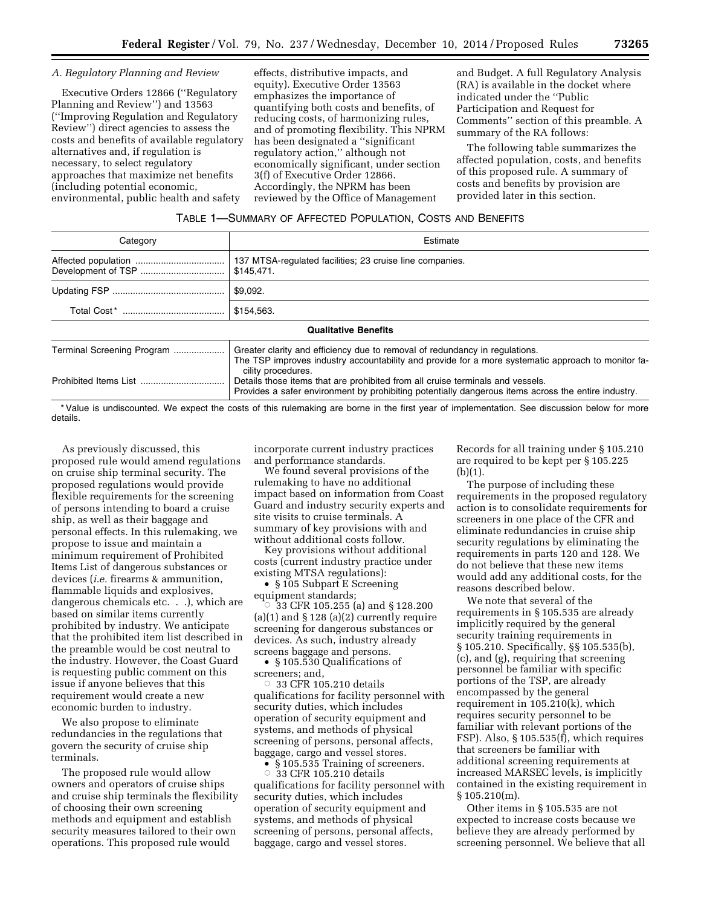### A. Regulatory Planning and Review

Executive Orders 12866 (''Regulatory Planning and Review'') and 13563 (''Improving Regulation and Regulatory Review'') direct agencies to assess the costs and benefits of available regulatory alternatives and, if regulation is necessary, to select regulatory approaches that maximize net benefits (including potential economic, environmental, public health and safety effects, distributive impacts, and equity). Executive Order 13563 emphasizes the importance of quantifying both costs and benefits, of reducing costs, of harmonizing rules, and of promoting flexibility. This NPRM has been designated a ''significant regulatory action,'' although not economically significant, under section 3(f) of Executive Order 12866. Accordingly, the NPRM has been reviewed by the Office of Management and Budget. A full Regulatory Analysis (RA) is available in the docket where indicated under the ''Public Participation and Request for Comments'' section of this preamble. A summary of the RA follows:

The following table summarizes the affected population, costs, and benefits of this proposed rule. A summary of costs and benefits by provision are provided later in this section.

TABLE 1—SUMMARY OF AFFECTED POPULATION, COSTS AND BENEFITS

| Category | Estimate |
|---|---|
| Affected population | 137 MTSA-regulated facilities; 23 cruise line companies. |
| Development of TSP | $145,471. |
| Updating FSP | $9,092. |
| Total Cost* | $154,563. |
| **Qualitative Benefits** | |
| Terminal Screening Program | Greater clarity and efficiency due to removal of redundancy in regulations. The TSP improves industry accountability and provide for a more systematic approach to monitor facility procedures. |
| Prohibited Items List | Details those items that are prohibited from all cruise terminals and vessels. Provides a safer environment by prohibiting potentially dangerous items across the entire industry. |

\* Value is undiscounted. We expect the costs of this rulemaking are borne in the first year of implementation. See discussion below for more details.

As previously discussed, this proposed rule would amend regulations on cruise ship terminal security. The proposed regulations would provide flexible requirements for the screening of persons intending to board a cruise ship, as well as their baggage and personal effects. In this rulemaking, we propose to issue and maintain a minimum requirement of Prohibited Items List of dangerous substances or devices (*i.e.* firearms & ammunition, flammable liquids and explosives, dangerous chemicals etc. . .), which are based on similar items currently prohibited by industry. We anticipate that the prohibited item list described in the preamble would be cost neutral to the industry. However, the Coast Guard is requesting public comment on this issue if anyone believes that this requirement would create a new economic burden to industry.

We also propose to eliminate redundancies in the regulations that govern the security of cruise ship terminals.

The proposed rule would allow owners and operators of cruise ships and cruise ship terminals the flexibility of choosing their own screening methods and equipment and establish security measures tailored to their own operations. This proposed rule would incorporate current industry practices and performance standards.

We found several provisions of the rulemaking to have no additional impact based on information from Coast Guard and industry security experts and site visits to cruise terminals. A summary of key provisions with and without additional costs follow.

Key provisions without additional costs (current industry practice under existing MTSA regulations):

- § 105 Subpart E Screening equipment standards;
  - 33 CFR 105.255 (a) and § 128.200 (a)(1) and § 128 (a)(2) currently require screening for dangerous substances or devices. As such, industry already screens baggage and persons.
- § 105.530 Qualifications of screeners; and,
  - 33 CFR 105.210 details qualifications for facility personnel with security duties, which includes operation of security equipment and systems, and methods of physical screening of persons, personal affects, baggage, cargo and vessel stores.
- § 105.535 Training of screeners.
  - 33 CFR 105.210 details qualifications for facility personnel with security duties, which includes operation of security equipment and systems, and methods of physical screening of persons, personal affects, baggage, cargo and vessel stores. Records for all training under § 105.210 are required to be kept per § 105.225 (b)(1).

The purpose of including these requirements in the proposed regulatory action is to consolidate requirements for screeners in one place of the CFR and eliminate redundancies in cruise ship security regulations by eliminating the requirements in parts 120 and 128. We do not believe that these new items would add any additional costs, for the reasons described below.

We note that several of the requirements in § 105.535 are already implicitly required by the general security training requirements in § 105.210. Specifically, §§ 105.535(b), (c), and (g), requiring that screening personnel be familiar with specific portions of the TSP, are already encompassed by the general requirement in 105.210(k), which requires security personnel to be familiar with relevant portions of the FSP). Also, § 105.535(f), which requires that screeners be familiar with additional screening requirements at increased MARSEC levels, is implicitly contained in the existing requirement in § 105.210(m).

Other items in § 105.535 are not expected to increase costs because we believe they are already performed by screening personnel. We believe that all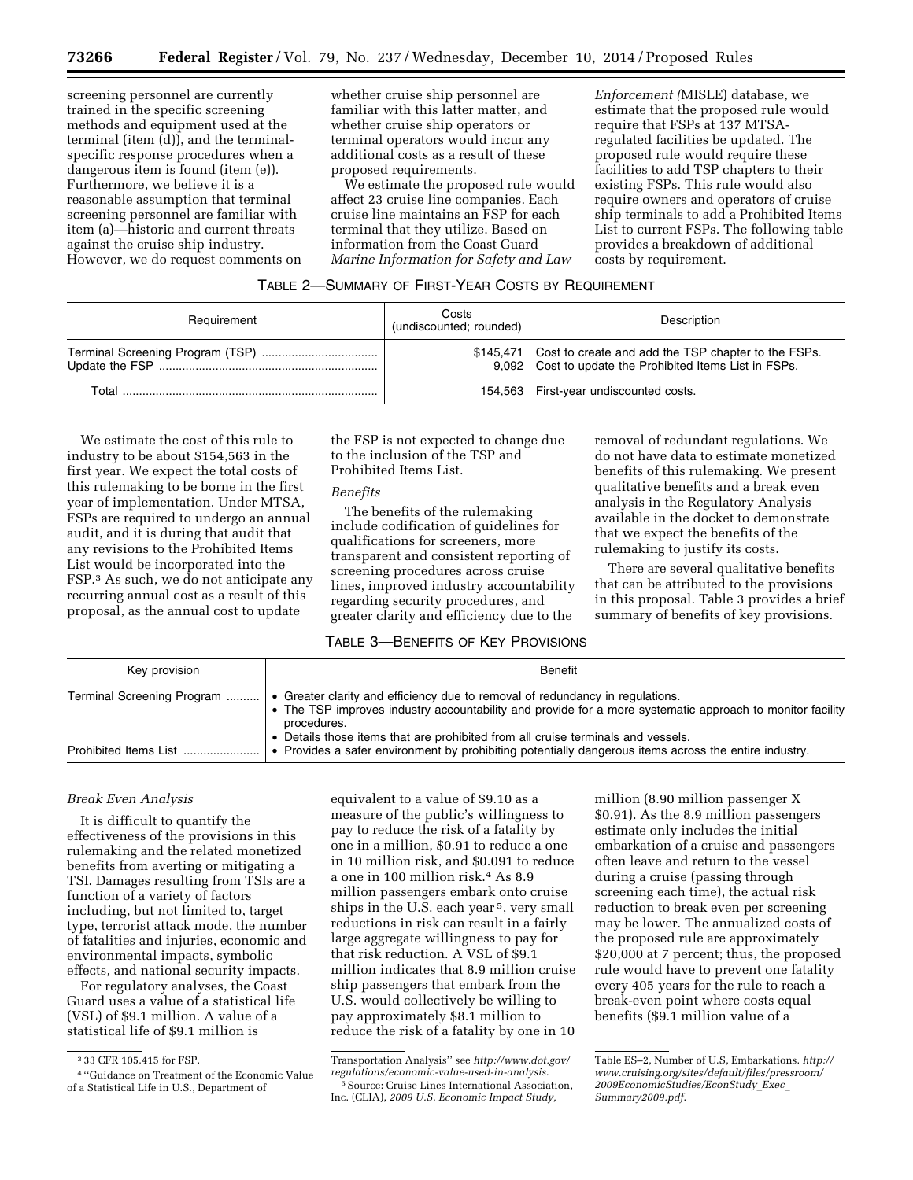screening personnel are currently trained in the specific screening methods and equipment used at the terminal (item (d)), and the terminal-specific response procedures when a dangerous item is found (item (e)). Furthermore, we believe it is a reasonable assumption that terminal screening personnel are familiar with item (a)—historic and current threats against the cruise ship industry. However, we do request comments on whether cruise ship personnel are familiar with this latter matter, and whether cruise ship operators or terminal operators would incur any additional costs as a result of these proposed requirements.

We estimate the proposed rule would affect 23 cruise line companies. Each cruise line maintains an FSP for each terminal that they utilize. Based on information from the Coast Guard *Marine Information for Safety and Law Enforcement (*MISLE) database, we estimate that the proposed rule would require that FSPs at 137 MTSA-regulated facilities be updated. The proposed rule would require these facilities to add TSP chapters to their existing FSPs. This rule would also require owners and operators of cruise ship terminals to add a Prohibited Items List to current FSPs. The following table provides a breakdown of additional costs by requirement.

TABLE 2—SUMMARY OF FIRST-YEAR COSTS BY REQUIREMENT

| Requirement | Costs (undiscounted; rounded) | Description |
|---|---|---|
| Terminal Screening Program (TSP) | $145,471 | Cost to create and add the TSP chapter to the FSPs. |
| Update the FSP | 9,092 | Cost to update the Prohibited Items List in FSPs. |
| Total | 154,563 | First-year undiscounted costs. |

We estimate the cost of this rule to industry to be about $154,563 in the first year. We expect the total costs of this rulemaking to be borne in the first year of implementation. Under MTSA, FSPs are required to undergo an annual audit, and it is during that audit that any revisions to the Prohibited Items List would be incorporated into the FSP.[3] As such, we do not anticipate any recurring annual cost as a result of this proposal, as the annual cost to update the FSP is not expected to change due to the inclusion of the TSP and Prohibited Items List.

*Benefits*

The benefits of the rulemaking include codification of guidelines for qualifications for screeners, more transparent and consistent reporting of screening procedures across cruise lines, improved industry accountability regarding security procedures, and greater clarity and efficiency due to the removal of redundant regulations. We do not have data to estimate monetized benefits of this rulemaking. We present qualitative benefits and a break even analysis in the Regulatory Analysis available in the docket to demonstrate that we expect the benefits of the rulemaking to justify its costs.

There are several qualitative benefits that can be attributed to the provisions in this proposal. Table 3 provides a brief summary of benefits of key provisions.

TABLE 3—BENEFITS OF KEY PROVISIONS

| Key provision | Benefit |
|---|---|
| Terminal Screening Program | • Greater clarity and efficiency due to removal of redundancy in regulations. • The TSP improves industry accountability and provide for a more systematic approach to monitor facility procedures. |
| Prohibited Items List | • Details those items that are prohibited from all cruise terminals and vessels. • Provides a safer environment by prohibiting potentially dangerous items across the entire industry. |

*Break Even Analysis*

It is difficult to quantify the effectiveness of the provisions in this rulemaking and the related monetized benefits from averting or mitigating a TSI. Damages resulting from TSIs are a function of a variety of factors including, but not limited to, target type, terrorist attack mode, the number of fatalities and injuries, economic and environmental impacts, symbolic effects, and national security impacts.

For regulatory analyses, the Coast Guard uses a value of a statistical life (VSL) of $9.1 million. A value of a statistical life of $9.1 million is equivalent to a value of $9.10 as a measure of the public's willingness to pay to reduce the risk of a fatality by one in a million, $0.91 to reduce a one in 10 million risk, and $0.091 to reduce a one in 100 million risk.[4] As 8.9 million passengers embark onto cruise ships in the U.S. each year[5], very small reductions in risk can result in a fairly large aggregate willingness to pay for that risk reduction. A VSL of $9.1 million indicates that 8.9 million cruise ship passengers that embark from the U.S. would collectively be willing to pay approximately $8.1 million to reduce the risk of a fatality by one in 10 million (8.90 million passenger X $0.91). As the 8.9 million passengers estimate only includes the initial embarkation of a cruise and passengers often leave and return to the vessel during a cruise (passing through screening each time), the actual risk reduction to break even per screening may be lower. The annualized costs of the proposed rule are approximately $20,000 at 7 percent; thus, the proposed rule would have to prevent one fatality every 405 years for the rule to reach a break-even point where costs equal benefits ($9.1 million value of a

---

[3] 33 CFR 105.415 for FSP.

[4] "Guidance on Treatment of the Economic Value of a Statistical Life in U.S., Department of Transportation Analysis" see *http://www.dot.gov/regulations/economic-value-used-in-analysis.*

[5] Source: Cruise Lines International Association, Inc. (CLIA), *2009 U.S. Economic Impact Study,* Table ES–2, Number of U.S, Embarkations. *http://www.cruising.org/sites/default/files/pressroom/2009EconomicStudies/EconStudy_Exec_Summary2009.pdf.*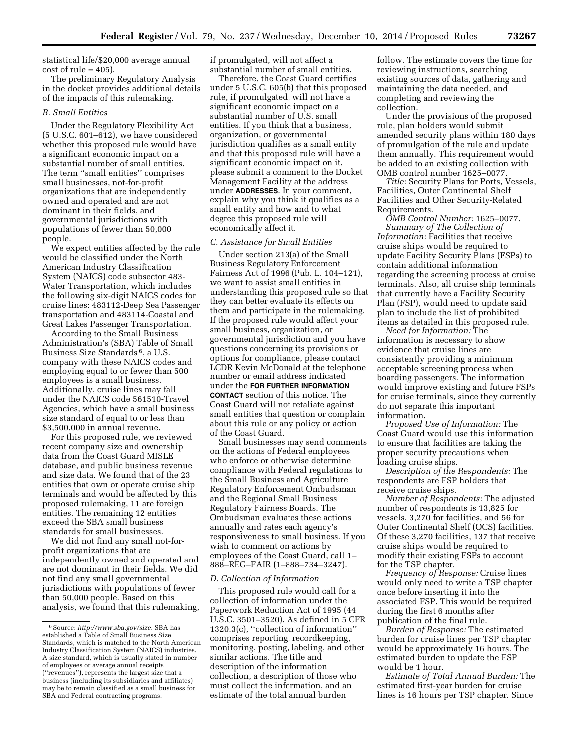statistical life/$20,000 average annual cost of rule = 405).

The preliminary Regulatory Analysis in the docket provides additional details of the impacts of this rulemaking.

### *B. Small Entities*

Under the Regulatory Flexibility Act (5 U.S.C. 601–612), we have considered whether this proposed rule would have a significant economic impact on a substantial number of small entities. The term ''small entities'' comprises small businesses, not-for-profit organizations that are independently owned and operated and are not dominant in their fields, and governmental jurisdictions with populations of fewer than 50,000 people.

We expect entities affected by the rule would be classified under the North American Industry Classification System (NAICS) code subsector 483-Water Transportation, which includes the following six-digit NAICS codes for cruise lines: 483112-Deep Sea Passenger transportation and 483114-Coastal and Great Lakes Passenger Transportation.

According to the Small Business Administration's (SBA) Table of Small Business Size Standards[6], a U.S. company with these NAICS codes and employing equal to or fewer than 500 employees is a small business. Additionally, cruise lines may fall under the NAICS code 561510-Travel Agencies, which have a small business size standard of equal to or less than $3,500,000 in annual revenue.

For this proposed rule, we reviewed recent company size and ownership data from the Coast Guard MISLE database, and public business revenue and size data. We found that of the 23 entities that own or operate cruise ship terminals and would be affected by this proposed rulemaking, 11 are foreign entities. The remaining 12 entities exceed the SBA small business standards for small businesses.

We did not find any small not-for-profit organizations that are independently owned and operated and are not dominant in their fields. We did not find any small governmental jurisdictions with populations of fewer than 50,000 people. Based on this analysis, we found that this rulemaking, if promulgated, will not affect a substantial number of small entities.

Therefore, the Coast Guard certifies under 5 U.S.C. 605(b) that this proposed rule, if promulgated, will not have a significant economic impact on a substantial number of U.S. small entities. If you think that a business, organization, or governmental jurisdiction qualifies as a small entity and that this proposed rule will have a significant economic impact on it, please submit a comment to the Docket Management Facility at the address under **ADDRESSES**. In your comment, explain why you think it qualifies as a small entity and how and to what degree this proposed rule will economically affect it.

### *C. Assistance for Small Entities*

Under section 213(a) of the Small Business Regulatory Enforcement Fairness Act of 1996 (Pub. L. 104–121), we want to assist small entities in understanding this proposed rule so that they can better evaluate its effects on them and participate in the rulemaking. If the proposed rule would affect your small business, organization, or governmental jurisdiction and you have questions concerning its provisions or options for compliance, please contact LCDR Kevin McDonald at the telephone number or email address indicated under the **FOR FURTHER INFORMATION CONTACT** section of this notice. The Coast Guard will not retaliate against small entities that question or complain about this rule or any policy or action of the Coast Guard.

Small businesses may send comments on the actions of Federal employees who enforce or otherwise determine compliance with Federal regulations to the Small Business and Agriculture Regulatory Enforcement Ombudsman and the Regional Small Business Regulatory Fairness Boards. The Ombudsman evaluates these actions annually and rates each agency's responsiveness to small business. If you wish to comment on actions by employees of the Coast Guard, call 1–888–REG–FAIR (1–888–734–3247).

### *D. Collection of Information*

This proposed rule would call for a collection of information under the Paperwork Reduction Act of 1995 (44 U.S.C. 3501–3520). As defined in 5 CFR 1320.3(c), ''collection of information'' comprises reporting, recordkeeping, monitoring, posting, labeling, and other similar actions. The title and description of the information collection, a description of those who must collect the information, and an estimate of the total annual burden follow. The estimate covers the time for reviewing instructions, searching existing sources of data, gathering and maintaining the data needed, and completing and reviewing the collection.

Under the provisions of the proposed rule, plan holders would submit amended security plans within 180 days of promulgation of the rule and update them annually. This requirement would be added to an existing collection with OMB control number 1625–0077.

*Title:* Security Plans for Ports, Vessels, Facilities, Outer Continental Shelf Facilities and Other Security-Related Requirements.

*OMB Control Number:* 1625–0077.

*Summary of The Collection of Information:* Facilities that receive cruise ships would be required to update Facility Security Plans (FSPs) to contain additional information regarding the screening process at cruise terminals. Also, all cruise ship terminals that currently have a Facility Security Plan (FSP), would need to update said plan to include the list of prohibited items as detailed in this proposed rule.

*Need for Information:* The information is necessary to show evidence that cruise lines are consistently providing a minimum acceptable screening process when boarding passengers. The information would improve existing and future FSPs for cruise terminals, since they currently do not separate this important information.

*Proposed Use of Information:* The Coast Guard would use this information to ensure that facilities are taking the proper security precautions when loading cruise ships.

*Description of the Respondents:* The respondents are FSP holders that receive cruise ships.

*Number of Respondents:* The adjusted number of respondents is 13,825 for vessels, 3,270 for facilities, and 56 for Outer Continental Shelf (OCS) facilities. Of these 3,270 facilities, 137 that receive cruise ships would be required to modify their existing FSPs to account for the TSP chapter.

*Frequency of Response:* Cruise lines would only need to write a TSP chapter once before inserting it into the associated FSP. This would be required during the first 6 months after publication of the final rule.

*Burden of Response:* The estimated burden for cruise lines per TSP chapter would be approximately 16 hours. The estimated burden to update the FSP would be 1 hour.

*Estimate of Total Annual Burden:* The estimated first-year burden for cruise lines is 16 hours per TSP chapter. Since

---

[6] Source: *http://www.sba.gov/size*. SBA has established a Table of Small Business Size Standards, which is matched to the North American Industry Classification System (NAICS) industries. A size standard, which is usually stated in number of employees or average annual receipts (''revenues''), represents the largest size that a business (including its subsidiaries and affiliates) may be to remain classified as a small business for SBA and Federal contracting programs.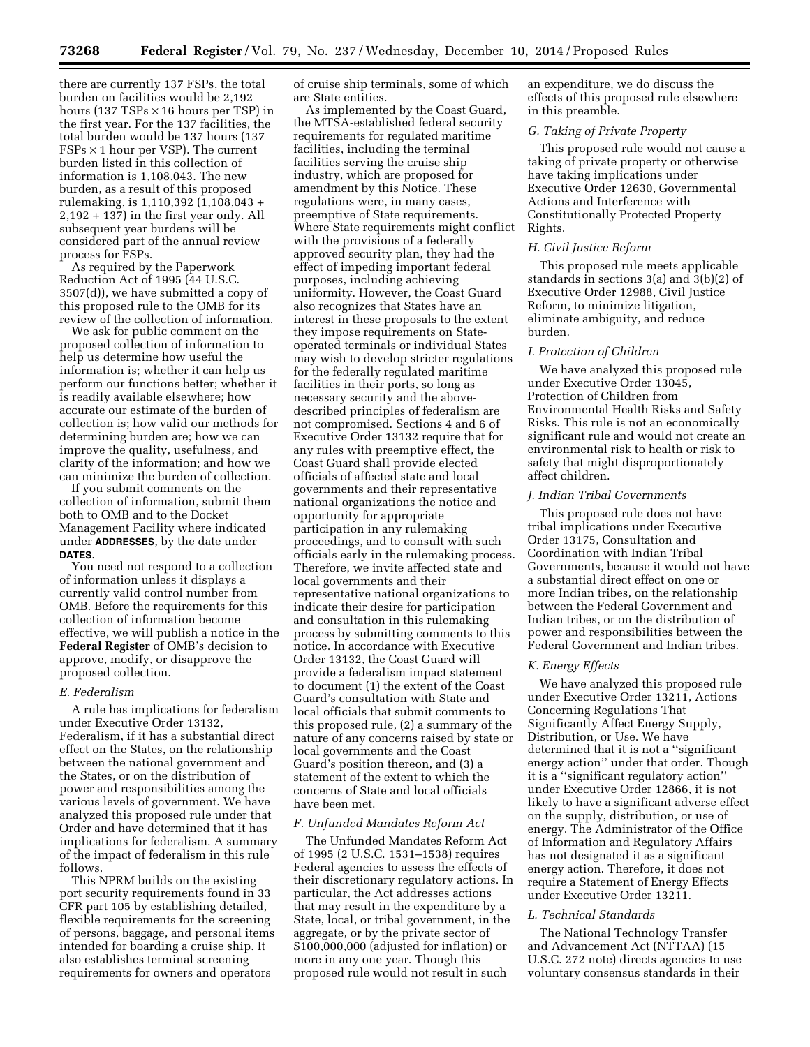there are currently 137 FSPs, the total burden on facilities would be 2,192 hours (137 TSPs × 16 hours per TSP) in the first year. For the 137 facilities, the total burden would be 137 hours (137 FSPs × 1 hour per VSP). The current burden listed in this collection of information is 1,108,043. The new burden, as a result of this proposed rulemaking, is 1,110,392 (1,108,043 + 2,192 + 137) in the first year only. All subsequent year burdens will be considered part of the annual review process for FSPs.

As required by the Paperwork Reduction Act of 1995 (44 U.S.C. 3507(d)), we have submitted a copy of this proposed rule to the OMB for its review of the collection of information.

We ask for public comment on the proposed collection of information to help us determine how useful the information is; whether it can help us perform our functions better; whether it is readily available elsewhere; how accurate our estimate of the burden of collection is; how valid our methods for determining burden are; how we can improve the quality, usefulness, and clarity of the information; and how we can minimize the burden of collection.

If you submit comments on the collection of information, submit them both to OMB and to the Docket Management Facility where indicated under **ADDRESSES**, by the date under **DATES**.

You need not respond to a collection of information unless it displays a currently valid control number from OMB. Before the requirements for this collection of information become effective, we will publish a notice in the **Federal Register** of OMB's decision to approve, modify, or disapprove the proposed collection.

### *E. Federalism*

A rule has implications for federalism under Executive Order 13132, Federalism, if it has a substantial direct effect on the States, on the relationship between the national government and the States, or on the distribution of power and responsibilities among the various levels of government. We have analyzed this proposed rule under that Order and have determined that it has implications for federalism. A summary of the impact of federalism in this rule follows.

This NPRM builds on the existing port security requirements found in 33 CFR part 105 by establishing detailed, flexible requirements for the screening of persons, baggage, and personal items intended for boarding a cruise ship. It also establishes terminal screening requirements for owners and operators of cruise ship terminals, some of which are State entities.

As implemented by the Coast Guard, the MTSA-established federal security requirements for regulated maritime facilities, including the terminal facilities serving the cruise ship industry, which are proposed for amendment by this Notice. These regulations were, in many cases, preemptive of State requirements. Where State requirements might conflict with the provisions of a federally approved security plan, they had the effect of impeding important federal purposes, including achieving uniformity. However, the Coast Guard also recognizes that States have an interest in these proposals to the extent they impose requirements on State-operated terminals or individual States may wish to develop stricter regulations for the federally regulated maritime facilities in their ports, so long as necessary security and the above-described principles of federalism are not compromised. Sections 4 and 6 of Executive Order 13132 require that for any rules with preemptive effect, the Coast Guard shall provide elected officials of affected state and local governments and their representative national organizations the notice and opportunity for appropriate participation in any rulemaking proceedings, and to consult with such officials early in the rulemaking process. Therefore, we invite affected state and local governments and their representative national organizations to indicate their desire for participation and consultation in this rulemaking process by submitting comments to this notice. In accordance with Executive Order 13132, the Coast Guard will provide a federalism impact statement to document (1) the extent of the Coast Guard's consultation with State and local officials that submit comments to this proposed rule, (2) a summary of the nature of any concerns raised by state or local governments and the Coast Guard's position thereon, and (3) a statement of the extent to which the concerns of State and local officials have been met.

### *F. Unfunded Mandates Reform Act*

The Unfunded Mandates Reform Act of 1995 (2 U.S.C. 1531–1538) requires Federal agencies to assess the effects of their discretionary regulatory actions. In particular, the Act addresses actions that may result in the expenditure by a State, local, or tribal government, in the aggregate, or by the private sector of $100,000,000 (adjusted for inflation) or more in any one year. Though this proposed rule would not result in such an expenditure, we do discuss the effects of this proposed rule elsewhere in this preamble.

### *G. Taking of Private Property*

This proposed rule would not cause a taking of private property or otherwise have taking implications under Executive Order 12630, Governmental Actions and Interference with Constitutionally Protected Property Rights.

### *H. Civil Justice Reform*

This proposed rule meets applicable standards in sections 3(a) and 3(b)(2) of Executive Order 12988, Civil Justice Reform, to minimize litigation, eliminate ambiguity, and reduce burden.

### *I. Protection of Children*

We have analyzed this proposed rule under Executive Order 13045, Protection of Children from Environmental Health Risks and Safety Risks. This rule is not an economically significant rule and would not create an environmental risk to health or risk to safety that might disproportionately affect children.

### *J. Indian Tribal Governments*

This proposed rule does not have tribal implications under Executive Order 13175, Consultation and Coordination with Indian Tribal Governments, because it would not have a substantial direct effect on one or more Indian tribes, on the relationship between the Federal Government and Indian tribes, or on the distribution of power and responsibilities between the Federal Government and Indian tribes.

### *K. Energy Effects*

We have analyzed this proposed rule under Executive Order 13211, Actions Concerning Regulations That Significantly Affect Energy Supply, Distribution, or Use. We have determined that it is not a "significant energy action" under that order. Though it is a "significant regulatory action" under Executive Order 12866, it is not likely to have a significant adverse effect on the supply, distribution, or use of energy. The Administrator of the Office of Information and Regulatory Affairs has not designated it as a significant energy action. Therefore, it does not require a Statement of Energy Effects under Executive Order 13211.

### *L. Technical Standards*

The National Technology Transfer and Advancement Act (NTTAA) (15 U.S.C. 272 note) directs agencies to use voluntary consensus standards in their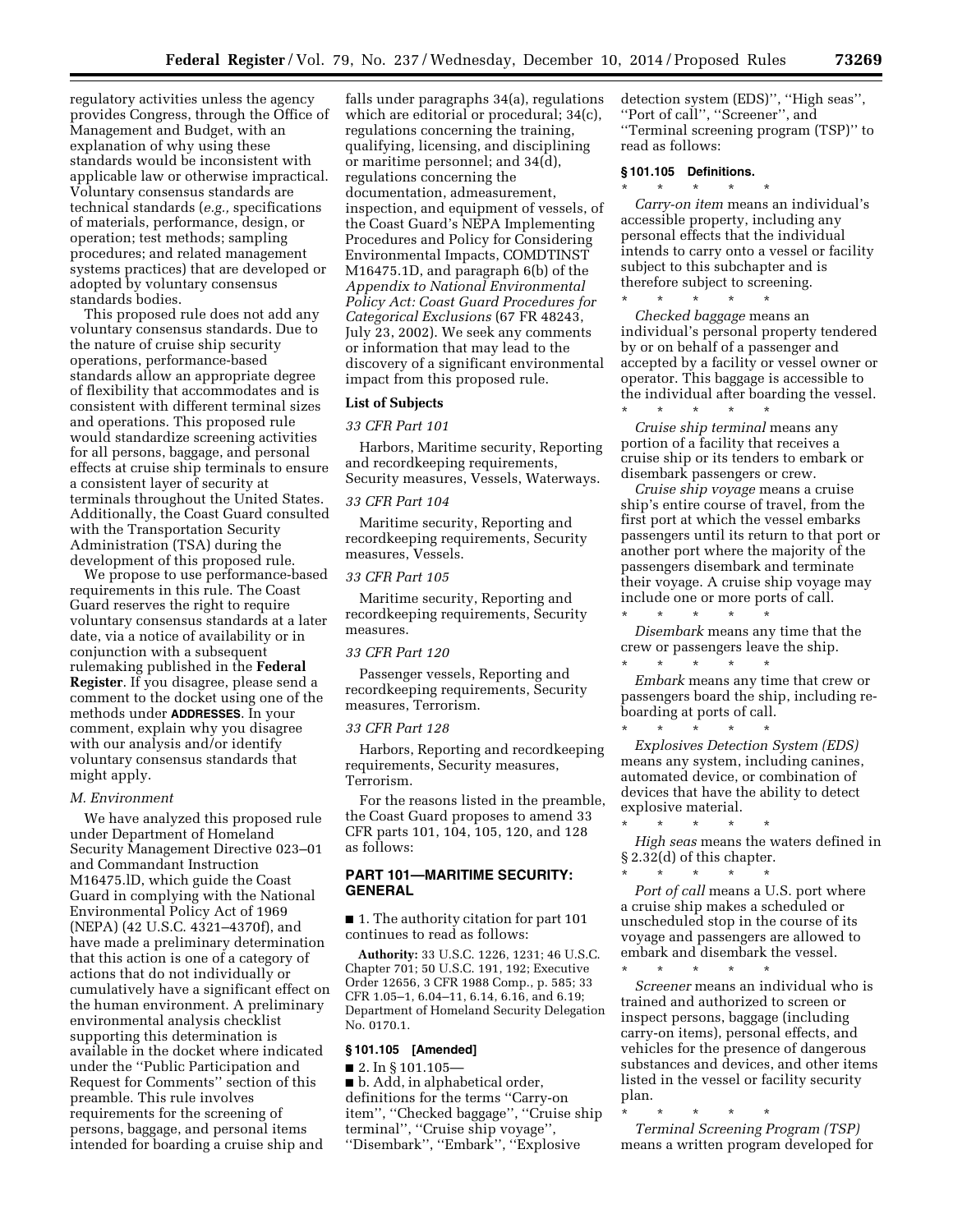regulatory activities unless the agency provides Congress, through the Office of Management and Budget, with an explanation of why using these standards would be inconsistent with applicable law or otherwise impractical. Voluntary consensus standards are technical standards (*e.g.,* specifications of materials, performance, design, or operation; test methods; sampling procedures; and related management systems practices) that are developed or adopted by voluntary consensus standards bodies.

This proposed rule does not add any voluntary consensus standards. Due to the nature of cruise ship security operations, performance-based standards allow an appropriate degree of flexibility that accommodates and is consistent with different terminal sizes and operations. This proposed rule would standardize screening activities for all persons, baggage, and personal effects at cruise ship terminals to ensure a consistent layer of security at terminals throughout the United States. Additionally, the Coast Guard consulted with the Transportation Security Administration (TSA) during the development of this proposed rule.

We propose to use performance-based requirements in this rule. The Coast Guard reserves the right to require voluntary consensus standards at a later date, via a notice of availability or in conjunction with a subsequent rulemaking published in the **Federal Register**. If you disagree, please send a comment to the docket using one of the methods under **ADDRESSES**. In your comment, explain why you disagree with our analysis and/or identify voluntary consensus standards that might apply.

### *M. Environment*

We have analyzed this proposed rule under Department of Homeland Security Management Directive 023–01 and Commandant Instruction M16475.lD, which guide the Coast Guard in complying with the National Environmental Policy Act of 1969 (NEPA) (42 U.S.C. 4321–4370f), and have made a preliminary determination that this action is one of a category of actions that do not individually or cumulatively have a significant effect on the human environment. A preliminary environmental analysis checklist supporting this determination is available in the docket where indicated under the ''Public Participation and Request for Comments'' section of this preamble. This rule involves requirements for the screening of persons, baggage, and personal items intended for boarding a cruise ship and falls under paragraphs 34(a), regulations which are editorial or procedural; 34(c), regulations concerning the training, qualifying, licensing, and disciplining or maritime personnel; and 34(d), regulations concerning the documentation, admeasurement, inspection, and equipment of vessels, of the Coast Guard's NEPA Implementing Procedures and Policy for Considering Environmental Impacts, COMDTINST M16475.1D, and paragraph 6(b) of the *Appendix to National Environmental Policy Act: Coast Guard Procedures for Categorical Exclusions* (67 FR 48243, July 23, 2002). We seek any comments or information that may lead to the discovery of a significant environmental impact from this proposed rule.

### List of Subjects

*33 CFR Part 101*

Harbors, Maritime security, Reporting and recordkeeping requirements, Security measures, Vessels, Waterways.

*33 CFR Part 104*

Maritime security, Reporting and recordkeeping requirements, Security measures, Vessels.

*33 CFR Part 105*

Maritime security, Reporting and recordkeeping requirements, Security measures.

*33 CFR Part 120*

Passenger vessels, Reporting and recordkeeping requirements, Security measures, Terrorism.

*33 CFR Part 128*

Harbors, Reporting and recordkeeping requirements, Security measures, Terrorism.

For the reasons listed in the preamble, the Coast Guard proposes to amend 33 CFR parts 101, 104, 105, 120, and 128 as follows:

## PART 101—MARITIME SECURITY: GENERAL

■ 1. The authority citation for part 101 continues to read as follows:

**Authority:** 33 U.S.C. 1226, 1231; 46 U.S.C. Chapter 701; 50 U.S.C. 191, 192; Executive Order 12656, 3 CFR 1988 Comp., p. 585; 33 CFR 1.05–1, 6.04–11, 6.14, 6.16, and 6.19; Department of Homeland Security Delegation No. 0170.1.

### § 101.105 [Amended]

■ 2. In § 101.105—

■ b. Add, in alphabetical order, definitions for the terms ''Carry-on item'', ''Checked baggage'', ''Cruise ship terminal'', ''Cruise ship voyage'', ''Disembark'', ''Embark'', ''Explosive detection system (EDS)'', ''High seas'', ''Port of call'', ''Screener'', and ''Terminal screening program (TSP)'' to read as follows:

### § 101.105 Definitions.

\* \* \* \* \*

*Carry-on item* means an individual's accessible property, including any personal effects that the individual intends to carry onto a vessel or facility subject to this subchapter and is therefore subject to screening.

\* \* \* \* \*

*Checked baggage* means an individual's personal property tendered by or on behalf of a passenger and accepted by a facility or vessel owner or operator. This baggage is accessible to the individual after boarding the vessel.

\* \* \* \* \*

*Cruise ship terminal* means any portion of a facility that receives a cruise ship or its tenders to embark or disembark passengers or crew.

*Cruise ship voyage* means a cruise ship's entire course of travel, from the first port at which the vessel embarks passengers until its return to that port or another port where the majority of the passengers disembark and terminate their voyage. A cruise ship voyage may include one or more ports of call.

\* \* \* \* \*

*Disembark* means any time that the crew or passengers leave the ship.

\* \* \* \* \*

*Embark* means any time that crew or passengers board the ship, including re-boarding at ports of call.

\* \* \* \* \*

*Explosives Detection System (EDS)* means any system, including canines, automated device, or combination of devices that have the ability to detect explosive material.

\* \* \* \* \*

*High seas* means the waters defined in § 2.32(d) of this chapter.

\* \* \* \* \*

*Port of call* means a U.S. port where a cruise ship makes a scheduled or unscheduled stop in the course of its voyage and passengers are allowed to embark and disembark the vessel.

\* \* \* \* \*

*Screener* means an individual who is trained and authorized to screen or inspect persons, baggage (including carry-on items), personal effects, and vehicles for the presence of dangerous substances and devices, and other items listed in the vessel or facility security plan.

\* \* \* \* \*

*Terminal Screening Program (TSP)* means a written program developed for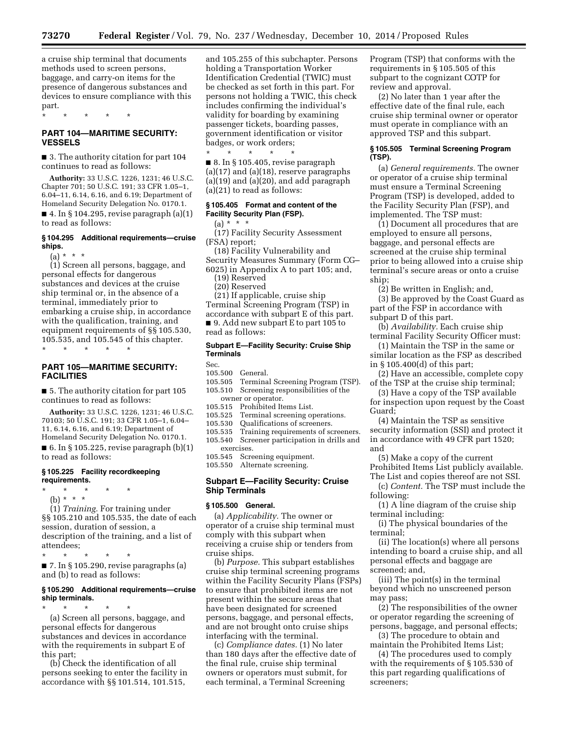a cruise ship terminal that documents methods used to screen persons, baggage, and carry-on items for the presence of dangerous substances and devices to ensure compliance with this part.

\* \* \* \* \*

## PART 104—MARITIME SECURITY: VESSELS

■ 3. The authority citation for part 104 continues to read as follows:

**Authority:** 33 U.S.C. 1226, 1231; 46 U.S.C. Chapter 701; 50 U.S.C. 191; 33 CFR 1.05–1, 6.04–11, 6.14, 6.16, and 6.19; Department of Homeland Security Delegation No. 0170.1.

■ 4. In § 104.295, revise paragraph (a)(1) to read as follows:

### § 104.295 Additional requirements—cruise ships.

(a) \* \* \*

(1) Screen all persons, baggage, and personal effects for dangerous substances and devices at the cruise ship terminal or, in the absence of a terminal, immediately prior to embarking a cruise ship, in accordance with the qualification, training, and equipment requirements of §§ 105.530, 105.535, and 105.545 of this chapter.

\* \* \* \* \*

## PART 105—MARITIME SECURITY: FACILITIES

■ 5. The authority citation for part 105 continues to read as follows:

**Authority:** 33 U.S.C. 1226, 1231; 46 U.S.C. 70103; 50 U.S.C. 191; 33 CFR 1.05–1, 6.04–11, 6.14, 6.16, and 6.19; Department of Homeland Security Delegation No. 0170.1.

■ 6. In § 105.225, revise paragraph (b)(1) to read as follows:

### § 105.225 Facility recordkeeping requirements.

\* \* \* \* \*

(b) \* \* \*

(1) *Training.* For training under §§ 105.210 and 105.535, the date of each session, duration of session, a description of the training, and a list of attendees;

\* \* \* \* \*

■ 7. In § 105.290, revise paragraphs (a) and (b) to read as follows:

### § 105.290 Additional requirements—cruise ship terminals.

\* \* \* \* \*

(a) Screen all persons, baggage, and personal effects for dangerous substances and devices in accordance with the requirements in subpart E of this part;

(b) Check the identification of all persons seeking to enter the facility in accordance with §§ 101.514, 101.515, and 105.255 of this subchapter. Persons holding a Transportation Worker Identification Credential (TWIC) must be checked as set forth in this part. For persons not holding a TWIC, this check includes confirming the individual's validity for boarding by examining passenger tickets, boarding passes, government identification or visitor badges, or work orders;

\* \* \* \* \*

■ 8. In § 105.405, revise paragraph (a)(17) and (a)(18), reserve paragraphs (a)(19) and (a)(20), and add paragraph (a)(21) to read as follows:

### § 105.405 Format and content of the Facility Security Plan (FSP).

(a) \* \* \*

(17) Facility Security Assessment (FSA) report;

(18) Facility Vulnerability and Security Measures Summary (Form CG–6025) in Appendix A to part 105; and,

(19) Reserved

(20) Reserved

(21) If applicable, cruise ship Terminal Screening Program (TSP) in accordance with subpart E of this part.

■ 9. Add new subpart E to part 105 to read as follows:

### Subpart E—Facility Security: Cruise Ship Terminals

Sec.
105.500 General.
105.505 Terminal Screening Program (TSP).
105.510 Screening responsibilities of the owner or operator.
105.515 Prohibited Items List.
105.525 Terminal screening operations.
105.530 Qualifications of screeners.
105.535 Training requirements of screeners.
105.540 Screener participation in drills and exercises.
105.545 Screening equipment.
105.550 Alternate screening.

### Subpart E—Facility Security: Cruise Ship Terminals

### § 105.500 General.

(a) *Applicability.* The owner or operator of a cruise ship terminal must comply with this subpart when receiving a cruise ship or tenders from cruise ships.

(b) *Purpose.* This subpart establishes cruise ship terminal screening programs within the Facility Security Plans (FSPs) to ensure that prohibited items are not present within the secure areas that have been designated for screened persons, baggage, and personal effects, and are not brought onto cruise ships interfacing with the terminal.

(c) *Compliance dates.* (1) No later than 180 days after the effective date of the final rule, cruise ship terminal owners or operators must submit, for each terminal, a Terminal Screening Program (TSP) that conforms with the requirements in § 105.505 of this subpart to the cognizant COTP for review and approval.

(2) No later than 1 year after the effective date of the final rule, each cruise ship terminal owner or operator must operate in compliance with an approved TSP and this subpart.

### § 105.505 Terminal Screening Program (TSP).

(a) *General requirements.* The owner or operator of a cruise ship terminal must ensure a Terminal Screening Program (TSP) is developed, added to the Facility Security Plan (FSP), and implemented. The TSP must:

(1) Document all procedures that are employed to ensure all persons, baggage, and personal effects are screened at the cruise ship terminal prior to being allowed into a cruise ship terminal's secure areas or onto a cruise ship;

(2) Be written in English; and,

(3) Be approved by the Coast Guard as part of the FSP in accordance with subpart D of this part.

(b) *Availability.* Each cruise ship terminal Facility Security Officer must:

(1) Maintain the TSP in the same or similar location as the FSP as described in § 105.400(d) of this part;

(2) Have an accessible, complete copy of the TSP at the cruise ship terminal;

(3) Have a copy of the TSP available for inspection upon request by the Coast Guard;

(4) Maintain the TSP as sensitive security information (SSI) and protect it in accordance with 49 CFR part 1520; and

(5) Make a copy of the current Prohibited Items List publicly available. The List and copies thereof are not SSI.

(c) *Content.* The TSP must include the following:

(1) A line diagram of the cruise ship terminal including:

(i) The physical boundaries of the terminal;

(ii) The location(s) where all persons intending to board a cruise ship, and all personal effects and baggage are screened; and,

(iii) The point(s) in the terminal beyond which no unscreened person may pass;

(2) The responsibilities of the owner or operator regarding the screening of persons, baggage, and personal effects;

(3) The procedure to obtain and maintain the Prohibited Items List;

(4) The procedures used to comply with the requirements of § 105.530 of this part regarding qualifications of screeners;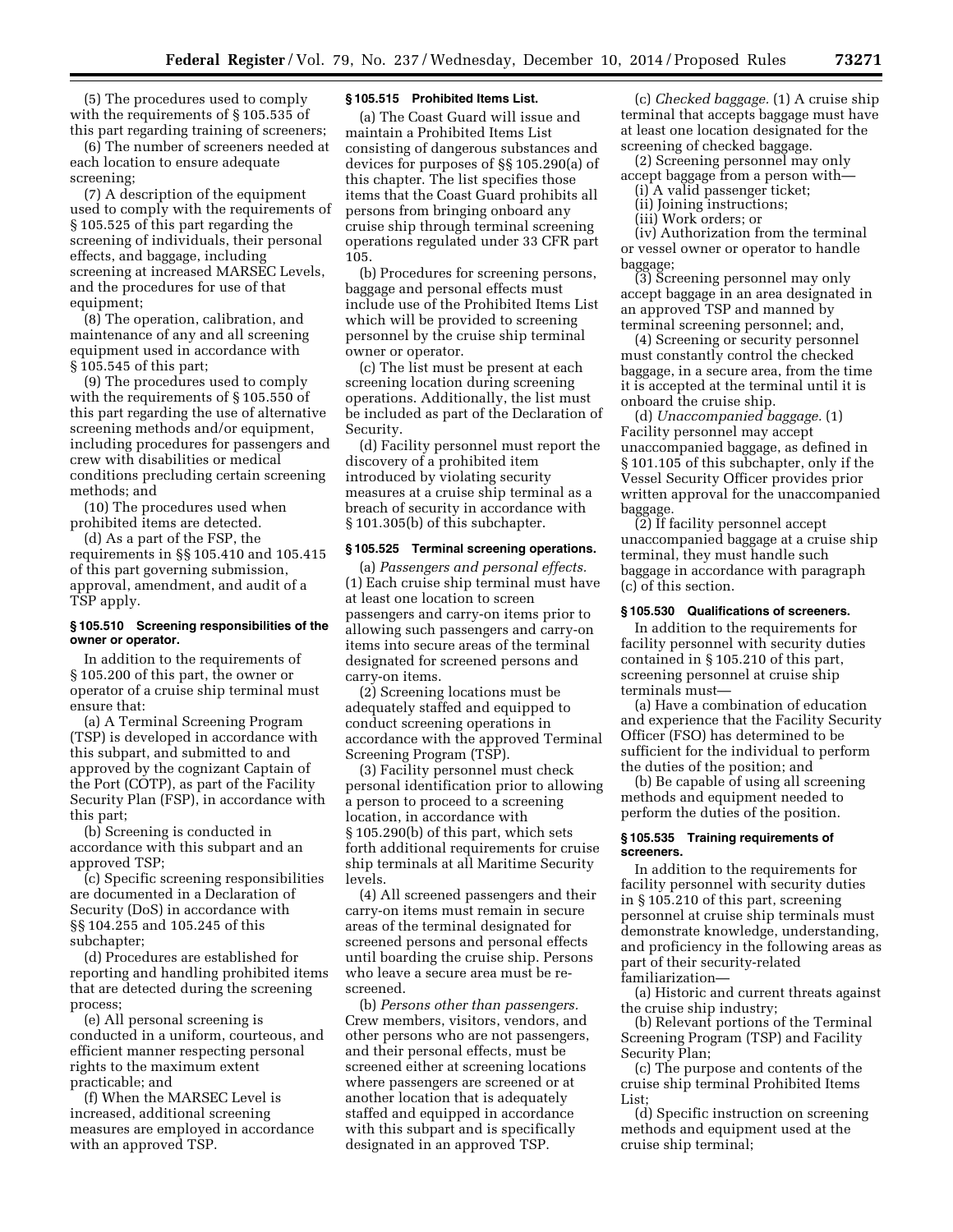(5) The procedures used to comply with the requirements of § 105.535 of this part regarding training of screeners;

(6) The number of screeners needed at each location to ensure adequate screening;

(7) A description of the equipment used to comply with the requirements of § 105.525 of this part regarding the screening of individuals, their personal effects, and baggage, including screening at increased MARSEC Levels, and the procedures for use of that equipment;

(8) The operation, calibration, and maintenance of any and all screening equipment used in accordance with § 105.545 of this part;

(9) The procedures used to comply with the requirements of § 105.550 of this part regarding the use of alternative screening methods and/or equipment, including procedures for passengers and crew with disabilities or medical conditions precluding certain screening methods; and

(10) The procedures used when prohibited items are detected.

(d) As a part of the FSP, the requirements in §§ 105.410 and 105.415 of this part governing submission, approval, amendment, and audit of a TSP apply.

#### § 105.510 Screening responsibilities of the owner or operator.

In addition to the requirements of § 105.200 of this part, the owner or operator of a cruise ship terminal must ensure that:

(a) A Terminal Screening Program (TSP) is developed in accordance with this subpart, and submitted to and approved by the cognizant Captain of the Port (COTP), as part of the Facility Security Plan (FSP), in accordance with this part;

(b) Screening is conducted in accordance with this subpart and an approved TSP;

(c) Specific screening responsibilities are documented in a Declaration of Security (DoS) in accordance with §§ 104.255 and 105.245 of this subchapter;

(d) Procedures are established for reporting and handling prohibited items that are detected during the screening process;

(e) All personal screening is conducted in a uniform, courteous, and efficient manner respecting personal rights to the maximum extent practicable; and

(f) When the MARSEC Level is increased, additional screening measures are employed in accordance with an approved TSP.

#### § 105.515 Prohibited Items List.

(a) The Coast Guard will issue and maintain a Prohibited Items List consisting of dangerous substances and devices for purposes of §§ 105.290(a) of this chapter. The list specifies those items that the Coast Guard prohibits all persons from bringing onboard any cruise ship through terminal screening operations regulated under 33 CFR part 105.

(b) Procedures for screening persons, baggage and personal effects must include use of the Prohibited Items List which will be provided to screening personnel by the cruise ship terminal owner or operator.

(c) The list must be present at each screening location during screening operations. Additionally, the list must be included as part of the Declaration of Security.

(d) Facility personnel must report the discovery of a prohibited item introduced by violating security measures at a cruise ship terminal as a breach of security in accordance with § 101.305(b) of this subchapter.

#### § 105.525 Terminal screening operations.

(a) *Passengers and personal effects.* (1) Each cruise ship terminal must have at least one location to screen passengers and carry-on items prior to allowing such passengers and carry-on items into secure areas of the terminal designated for screened persons and carry-on items.

(2) Screening locations must be adequately staffed and equipped to conduct screening operations in accordance with the approved Terminal Screening Program (TSP).

(3) Facility personnel must check personal identification prior to allowing a person to proceed to a screening location, in accordance with § 105.290(b) of this part, which sets forth additional requirements for cruise ship terminals at all Maritime Security levels.

(4) All screened passengers and their carry-on items must remain in secure areas of the terminal designated for screened persons and personal effects until boarding the cruise ship. Persons who leave a secure area must be re-screened.

(b) *Persons other than passengers.* Crew members, visitors, vendors, and other persons who are not passengers, and their personal effects, must be screened either at screening locations where passengers are screened or at another location that is adequately staffed and equipped in accordance with this subpart and is specifically designated in an approved TSP.

(c) *Checked baggage.* (1) A cruise ship terminal that accepts baggage must have at least one location designated for the screening of checked baggage.

(2) Screening personnel may only accept baggage from a person with—

(i) A valid passenger ticket;

(ii) Joining instructions;

(iii) Work orders; or

(iv) Authorization from the terminal or vessel owner or operator to handle baggage;

(3) Screening personnel may only accept baggage in an area designated in an approved TSP and manned by terminal screening personnel; and,

(4) Screening or security personnel must constantly control the checked baggage, in a secure area, from the time it is accepted at the terminal until it is onboard the cruise ship.

(d) *Unaccompanied baggage.* (1) Facility personnel may accept unaccompanied baggage, as defined in § 101.105 of this subchapter, only if the Vessel Security Officer provides prior written approval for the unaccompanied baggage.

(2) If facility personnel accept unaccompanied baggage at a cruise ship terminal, they must handle such baggage in accordance with paragraph (c) of this section.

#### § 105.530 Qualifications of screeners.

In addition to the requirements for facility personnel with security duties contained in § 105.210 of this part, screening personnel at cruise ship terminals must—

(a) Have a combination of education and experience that the Facility Security Officer (FSO) has determined to be sufficient for the individual to perform the duties of the position; and

(b) Be capable of using all screening methods and equipment needed to perform the duties of the position.

#### § 105.535 Training requirements of screeners.

In addition to the requirements for facility personnel with security duties in § 105.210 of this part, screening personnel at cruise ship terminals must demonstrate knowledge, understanding, and proficiency in the following areas as part of their security-related familiarization—

(a) Historic and current threats against the cruise ship industry;

(b) Relevant portions of the Terminal Screening Program (TSP) and Facility Security Plan;

(c) The purpose and contents of the cruise ship terminal Prohibited Items List;

(d) Specific instruction on screening methods and equipment used at the cruise ship terminal;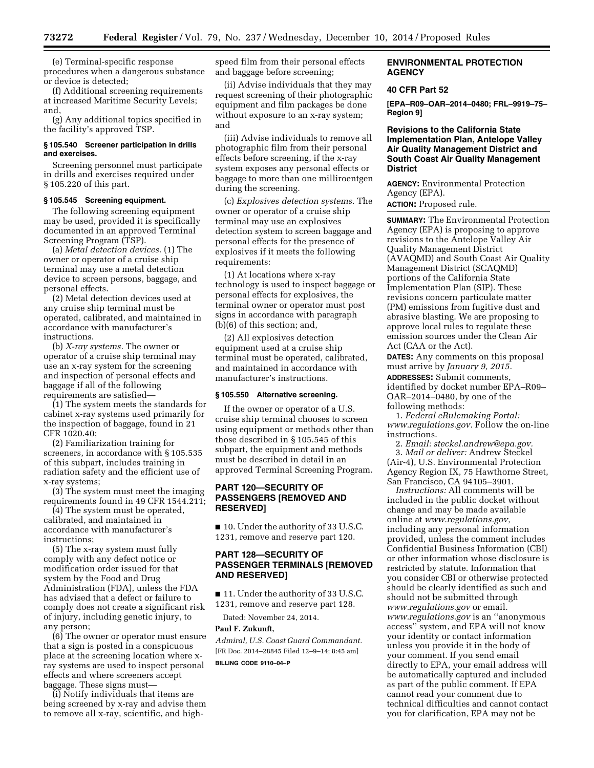(e) Terminal-specific response procedures when a dangerous substance or device is detected;

(f) Additional screening requirements at increased Maritime Security Levels; and,

(g) Any additional topics specified in the facility's approved TSP.

**§ 105.540 Screener participation in drills and exercises.**

Screening personnel must participate in drills and exercises required under § 105.220 of this part.

**§ 105.545 Screening equipment.**

The following screening equipment may be used, provided it is specifically documented in an approved Terminal Screening Program (TSP).

(a) *Metal detection devices.* (1) The owner or operator of a cruise ship terminal may use a metal detection device to screen persons, baggage, and personal effects.

(2) Metal detection devices used at any cruise ship terminal must be operated, calibrated, and maintained in accordance with manufacturer's instructions.

(b) *X-ray systems.* The owner or operator of a cruise ship terminal may use an x-ray system for the screening and inspection of personal effects and baggage if all of the following requirements are satisfied—

(1) The system meets the standards for cabinet x-ray systems used primarily for the inspection of baggage, found in 21 CFR 1020.40;

(2) Familiarization training for screeners, in accordance with § 105.535 of this subpart, includes training in radiation safety and the efficient use of x-ray systems;

(3) The system must meet the imaging requirements found in 49 CFR 1544.211;

(4) The system must be operated, calibrated, and maintained in accordance with manufacturer's instructions;

(5) The x-ray system must fully comply with any defect notice or modification order issued for that system by the Food and Drug Administration (FDA), unless the FDA has advised that a defect or failure to comply does not create a significant risk of injury, including genetic injury, to any person;

(6) The owner or operator must ensure that a sign is posted in a conspicuous place at the screening location where x-ray systems are used to inspect personal effects and where screeners accept baggage. These signs must—

(i) Notify individuals that items are being screened by x-ray and advise them to remove all x-ray, scientific, and high-speed film from their personal effects and baggage before screening;

(ii) Advise individuals that they may request screening of their photographic equipment and film packages be done without exposure to an x-ray system; and

(iii) Advise individuals to remove all photographic film from their personal effects before screening, if the x-ray system exposes any personal effects or baggage to more than one milliroentgen during the screening.

(c) *Explosives detection systems.* The owner or operator of a cruise ship terminal may use an explosives detection system to screen baggage and personal effects for the presence of explosives if it meets the following requirements:

(1) At locations where x-ray technology is used to inspect baggage or personal effects for explosives, the terminal owner or operator must post signs in accordance with paragraph (b)(6) of this section; and,

(2) All explosives detection equipment used at a cruise ship terminal must be operated, calibrated, and maintained in accordance with manufacturer's instructions.

**§ 105.550 Alternative screening.**

If the owner or operator of a U.S. cruise ship terminal chooses to screen using equipment or methods other than those described in § 105.545 of this subpart, the equipment and methods must be described in detail in an approved Terminal Screening Program.

## PART 120—SECURITY OF PASSENGERS [REMOVED AND RESERVED]

■ 10. Under the authority of 33 U.S.C. 1231, remove and reserve part 120.

## PART 128—SECURITY OF PASSENGER TERMINALS [REMOVED AND RESERVED]

■ 11. Under the authority of 33 U.S.C. 1231, remove and reserve part 128.

Dated: November 24, 2014.

**Paul F. Zukunft,**

*Admiral, U.S. Coast Guard Commandant.*

[FR Doc. 2014–28845 Filed 12–9–14; 8:45 am]

**BILLING CODE 9110–04–P**

## ENVIRONMENTAL PROTECTION AGENCY

## 40 CFR Part 52

**[EPA–R09–OAR–2014–0480; FRL–9919–75–Region 9]**

## Revisions to the California State Implementation Plan, Antelope Valley Air Quality Management District and South Coast Air Quality Management District

**AGENCY:** Environmental Protection Agency (EPA).

**ACTION:** Proposed rule.

**SUMMARY:** The Environmental Protection Agency (EPA) is proposing to approve revisions to the Antelope Valley Air Quality Management District (AVAQMD) and South Coast Air Quality Management District (SCAQMD) portions of the California State Implementation Plan (SIP). These revisions concern particulate matter (PM) emissions from fugitive dust and abrasive blasting. We are proposing to approve local rules to regulate these emission sources under the Clean Air Act (CAA or the Act).

**DATES:** Any comments on this proposal must arrive by *January 9, 2015.*

**ADDRESSES:** Submit comments, identified by docket number EPA–R09–OAR–2014–0480, by one of the following methods:

1. *Federal eRulemaking Portal: www.regulations.gov.* Follow the on-line instructions.

2. *Email: steckel.andrew@epa.gov.*

3. *Mail or deliver:* Andrew Steckel (Air-4), U.S. Environmental Protection Agency Region IX, 75 Hawthorne Street, San Francisco, CA 94105–3901.

*Instructions:* All comments will be included in the public docket without change and may be made available online at *www.regulations.gov,* including any personal information provided, unless the comment includes Confidential Business Information (CBI) or other information whose disclosure is restricted by statute. Information that you consider CBI or otherwise protected should be clearly identified as such and should not be submitted through *www.regulations.gov* or email. *www.regulations.gov* is an ''anonymous access'' system, and EPA will not know your identity or contact information unless you provide it in the body of your comment. If you send email directly to EPA, your email address will be automatically captured and included as part of the public comment. If EPA cannot read your comment due to technical difficulties and cannot contact you for clarification, EPA may not be